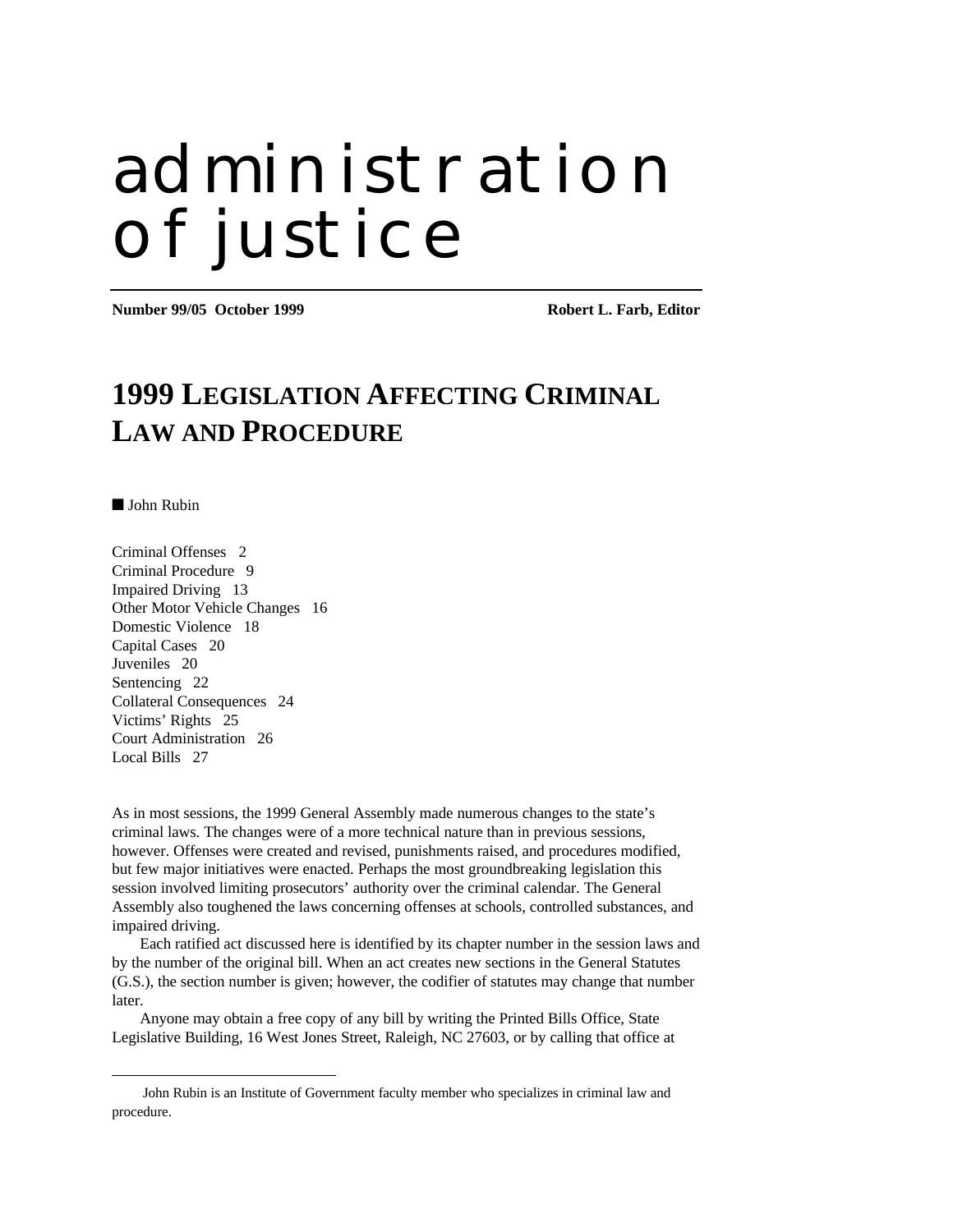# administration of justice

**Number 99/05 October 1999** **Robert L. Farb, Editor**

## 1999 LEGISLATION AFFECTING CRIMINAL LAW AND PROCEDURE

■ John Rubin

Criminal Offenses 2
Criminal Procedure 9
Impaired Driving 13
Other Motor Vehicle Changes 16
Domestic Violence 18
Capital Cases 20
Juveniles 20
Sentencing 22
Collateral Consequences 24
Victims' Rights 25
Court Administration 26
Local Bills 27

As in most sessions, the 1999 General Assembly made numerous changes to the state's criminal laws. The changes were of a more technical nature than in previous sessions, however. Offenses were created and revised, punishments raised, and procedures modified, but few major initiatives were enacted. Perhaps the most groundbreaking legislation this session involved limiting prosecutors' authority over the criminal calendar. The General Assembly also toughened the laws concerning offenses at schools, controlled substances, and impaired driving.

Each ratified act discussed here is identified by its chapter number in the session laws and by the number of the original bill. When an act creates new sections in the General Statutes (G.S.), the section number is given; however, the codifier of statutes may change that number later.

Anyone may obtain a free copy of any bill by writing the Printed Bills Office, State Legislative Building, 16 West Jones Street, Raleigh, NC 27603, or by calling that office at

---

John Rubin is an Institute of Government faculty member who specializes in criminal law and procedure.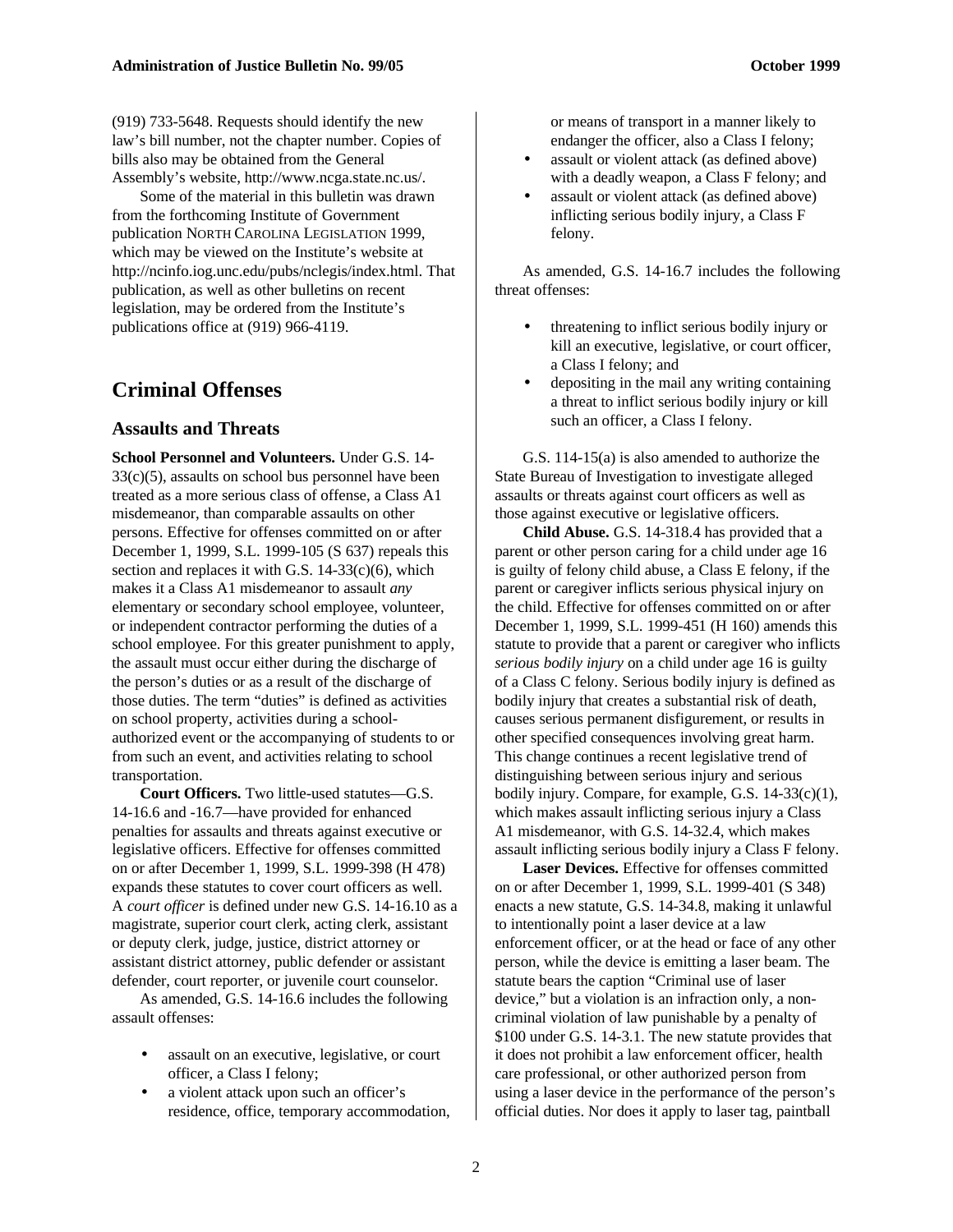(919) 733-5648. Requests should identify the new law's bill number, not the chapter number. Copies of bills also may be obtained from the General Assembly's website, http://www.ncga.state.nc.us/.

Some of the material in this bulletin was drawn from the forthcoming Institute of Government publication NORTH CAROLINA LEGISLATION 1999, which may be viewed on the Institute's website at http://ncinfo.iog.unc.edu/pubs/nclegis/index.html. That publication, as well as other bulletins on recent legislation, may be ordered from the Institute's publications office at (919) 966-4119.

# Criminal Offenses

## Assaults and Threats

**School Personnel and Volunteers.** Under G.S. 14-33(c)(5), assaults on school bus personnel have been treated as a more serious class of offense, a Class A1 misdemeanor, than comparable assaults on other persons. Effective for offenses committed on or after December 1, 1999, S.L. 1999-105 (S 637) repeals this section and replaces it with G.S. 14-33(c)(6), which makes it a Class A1 misdemeanor to assault *any* elementary or secondary school employee, volunteer, or independent contractor performing the duties of a school employee. For this greater punishment to apply, the assault must occur either during the discharge of the person's duties or as a result of the discharge of those duties. The term "duties" is defined as activities on school property, activities during a school-authorized event or the accompanying of students to or from such an event, and activities relating to school transportation.

**Court Officers.** Two little-used statutes—G.S. 14-16.6 and -16.7—have provided for enhanced penalties for assaults and threats against executive or legislative officers. Effective for offenses committed on or after December 1, 1999, S.L. 1999-398 (H 478) expands these statutes to cover court officers as well. A *court officer* is defined under new G.S. 14-16.10 as a magistrate, superior court clerk, acting clerk, assistant or deputy clerk, judge, justice, district attorney or assistant district attorney, public defender or assistant defender, court reporter, or juvenile court counselor.

As amended, G.S. 14-16.6 includes the following assault offenses:

- assault on an executive, legislative, or court officer, a Class I felony;
- a violent attack upon such an officer's residence, office, temporary accommodation, or means of transport in a manner likely to endanger the officer, also a Class I felony;
- assault or violent attack (as defined above) with a deadly weapon, a Class F felony; and
- assault or violent attack (as defined above) inflicting serious bodily injury, a Class F felony.

As amended, G.S. 14-16.7 includes the following threat offenses:

- threatening to inflict serious bodily injury or kill an executive, legislative, or court officer, a Class I felony; and
- depositing in the mail any writing containing a threat to inflict serious bodily injury or kill such an officer, a Class I felony.

G.S. 114-15(a) is also amended to authorize the State Bureau of Investigation to investigate alleged assaults or threats against court officers as well as those against executive or legislative officers.

**Child Abuse.** G.S. 14-318.4 has provided that a parent or other person caring for a child under age 16 is guilty of felony child abuse, a Class E felony, if the parent or caregiver inflicts serious physical injury on the child. Effective for offenses committed on or after December 1, 1999, S.L. 1999-451 (H 160) amends this statute to provide that a parent or caregiver who inflicts *serious bodily injury* on a child under age 16 is guilty of a Class C felony. Serious bodily injury is defined as bodily injury that creates a substantial risk of death, causes serious permanent disfigurement, or results in other specified consequences involving great harm. This change continues a recent legislative trend of distinguishing between serious injury and serious bodily injury. Compare, for example, G.S. 14-33(c)(1), which makes assault inflicting serious injury a Class A1 misdemeanor, with G.S. 14-32.4, which makes assault inflicting serious bodily injury a Class F felony.

**Laser Devices.** Effective for offenses committed on or after December 1, 1999, S.L. 1999-401 (S 348) enacts a new statute, G.S. 14-34.8, making it unlawful to intentionally point a laser device at a law enforcement officer, or at the head or face of any other person, while the device is emitting a laser beam. The statute bears the caption "Criminal use of laser device," but a violation is an infraction only, a non-criminal violation of law punishable by a penalty of $100 under G.S. 14-3.1. The new statute provides that it does not prohibit a law enforcement officer, health care professional, or other authorized person from using a laser device in the performance of the person's official duties. Nor does it apply to laser tag, paintball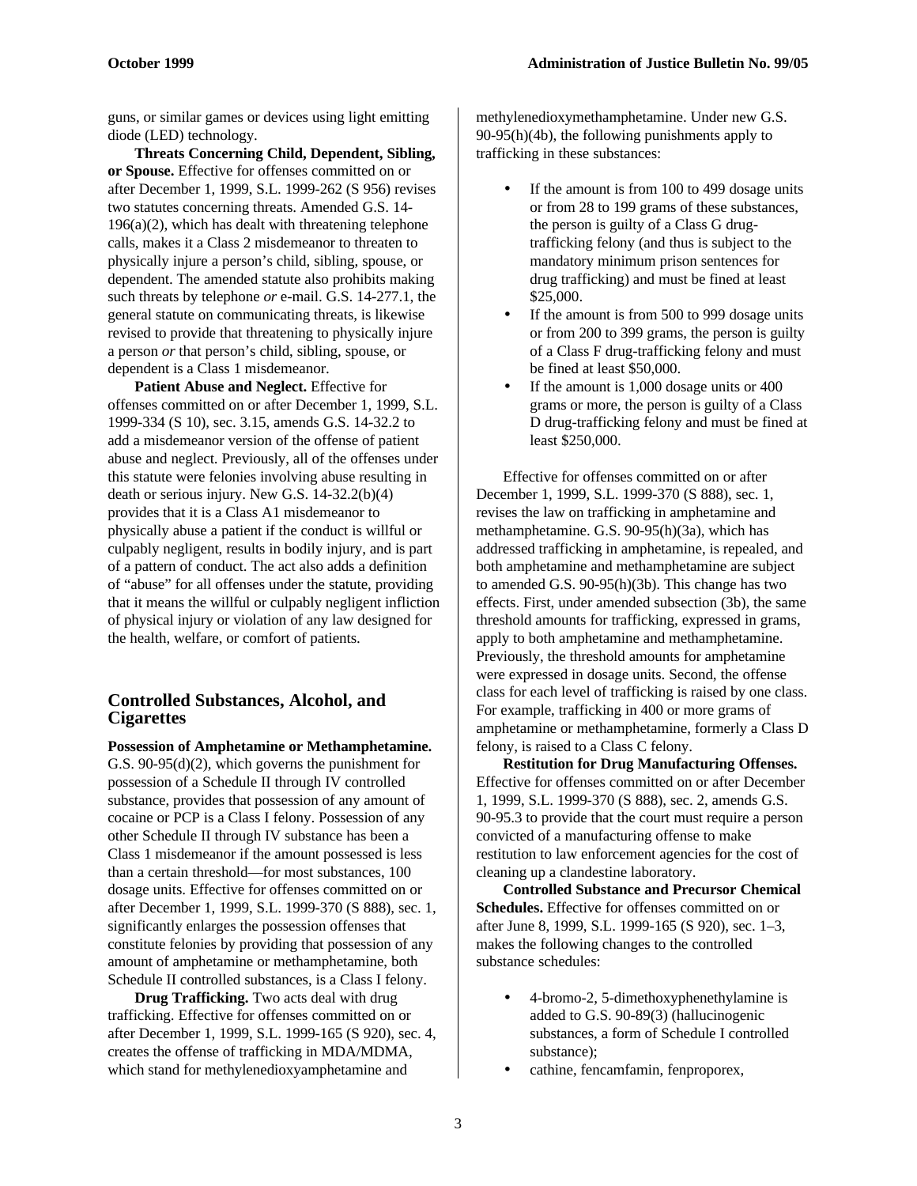guns, or similar games or devices using light emitting diode (LED) technology.

**Threats Concerning Child, Dependent, Sibling, or Spouse.** Effective for offenses committed on or after December 1, 1999, S.L. 1999-262 (S 956) revises two statutes concerning threats. Amended G.S. 14-196(a)(2), which has dealt with threatening telephone calls, makes it a Class 2 misdemeanor to threaten to physically injure a person's child, sibling, spouse, or dependent. The amended statute also prohibits making such threats by telephone *or* e-mail. G.S. 14-277.1, the general statute on communicating threats, is likewise revised to provide that threatening to physically injure a person *or* that person's child, sibling, spouse, or dependent is a Class 1 misdemeanor.

**Patient Abuse and Neglect.** Effective for offenses committed on or after December 1, 1999, S.L. 1999-334 (S 10), sec. 3.15, amends G.S. 14-32.2 to add a misdemeanor version of the offense of patient abuse and neglect. Previously, all of the offenses under this statute were felonies involving abuse resulting in death or serious injury. New G.S. 14-32.2(b)(4) provides that it is a Class A1 misdemeanor to physically abuse a patient if the conduct is willful or culpably negligent, results in bodily injury, and is part of a pattern of conduct. The act also adds a definition of "abuse" for all offenses under the statute, providing that it means the willful or culpably negligent infliction of physical injury or violation of any law designed for the health, welfare, or comfort of patients.

## Controlled Substances, Alcohol, and Cigarettes

**Possession of Amphetamine or Methamphetamine.** G.S. 90-95(d)(2), which governs the punishment for possession of a Schedule II through IV controlled substance, provides that possession of any amount of cocaine or PCP is a Class I felony. Possession of any other Schedule II through IV substance has been a Class 1 misdemeanor if the amount possessed is less than a certain threshold—for most substances, 100 dosage units. Effective for offenses committed on or after December 1, 1999, S.L. 1999-370 (S 888), sec. 1, significantly enlarges the possession offenses that constitute felonies by providing that possession of any amount of amphetamine or methamphetamine, both Schedule II controlled substances, is a Class I felony.

**Drug Trafficking.** Two acts deal with drug trafficking. Effective for offenses committed on or after December 1, 1999, S.L. 1999-165 (S 920), sec. 4, creates the offense of trafficking in MDA/MDMA, which stand for methylenedioxyamphetamine and methylenedioxymethamphetamine. Under new G.S. 90-95(h)(4b), the following punishments apply to trafficking in these substances:

- If the amount is from 100 to 499 dosage units or from 28 to 199 grams of these substances, the person is guilty of a Class G drug-trafficking felony (and thus is subject to the mandatory minimum prison sentences for drug trafficking) and must be fined at least $25,000.
- If the amount is from 500 to 999 dosage units or from 200 to 399 grams, the person is guilty of a Class F drug-trafficking felony and must be fined at least $50,000.
- If the amount is 1,000 dosage units or 400 grams or more, the person is guilty of a Class D drug-trafficking felony and must be fined at least $250,000.

Effective for offenses committed on or after December 1, 1999, S.L. 1999-370 (S 888), sec. 1, revises the law on trafficking in amphetamine and methamphetamine. G.S. 90-95(h)(3a), which has addressed trafficking in amphetamine, is repealed, and both amphetamine and methamphetamine are subject to amended G.S. 90-95(h)(3b). This change has two effects. First, under amended subsection (3b), the same threshold amounts for trafficking, expressed in grams, apply to both amphetamine and methamphetamine. Previously, the threshold amounts for amphetamine were expressed in dosage units. Second, the offense class for each level of trafficking is raised by one class. For example, trafficking in 400 or more grams of amphetamine or methamphetamine, formerly a Class D felony, is raised to a Class C felony.

**Restitution for Drug Manufacturing Offenses.** Effective for offenses committed on or after December 1, 1999, S.L. 1999-370 (S 888), sec. 2, amends G.S. 90-95.3 to provide that the court must require a person convicted of a manufacturing offense to make restitution to law enforcement agencies for the cost of cleaning up a clandestine laboratory.

**Controlled Substance and Precursor Chemical Schedules.** Effective for offenses committed on or after June 8, 1999, S.L. 1999-165 (S 920), sec. 1–3, makes the following changes to the controlled substance schedules:

- 4-bromo-2, 5-dimethoxyphenethylamine is added to G.S. 90-89(3) (hallucinogenic substances, a form of Schedule I controlled substance);
- cathine, fencamfamin, fenproporex,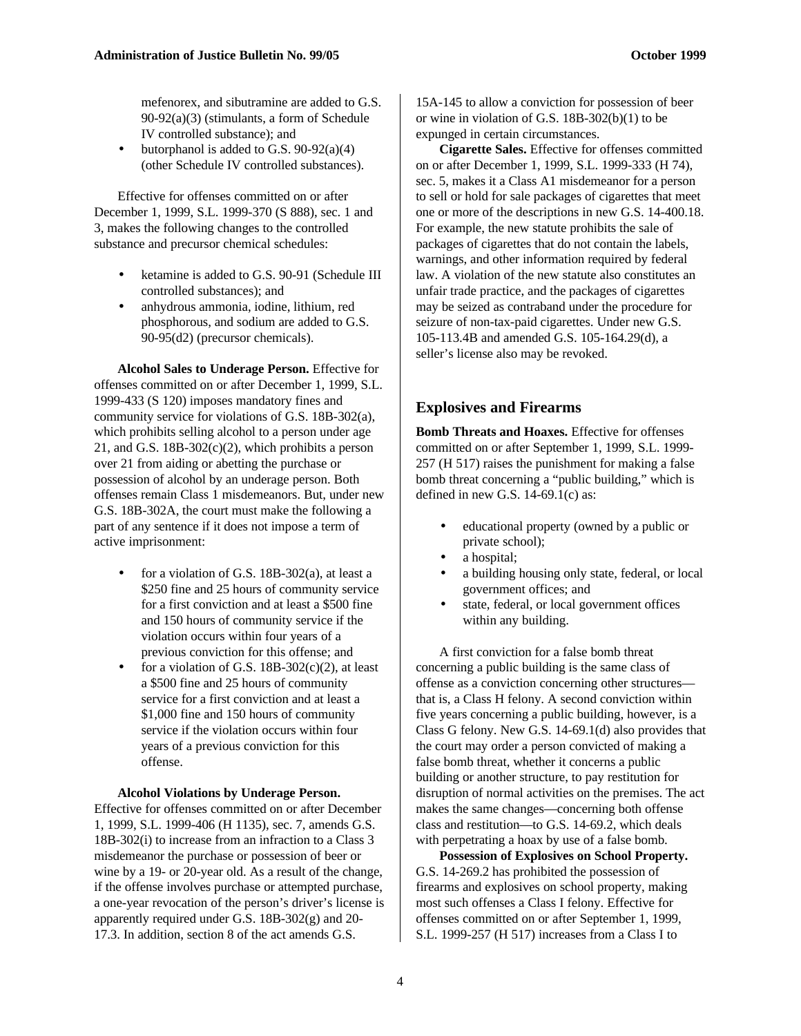mefenorex, and sibutramine are added to G.S. 90-92(a)(3) (stimulants, a form of Schedule IV controlled substance); and
- butorphanol is added to G.S. 90-92(a)(4) (other Schedule IV controlled substances).

Effective for offenses committed on or after December 1, 1999, S.L. 1999-370 (S 888), sec. 1 and 3, makes the following changes to the controlled substance and precursor chemical schedules:

- ketamine is added to G.S. 90-91 (Schedule III controlled substances); and
- anhydrous ammonia, iodine, lithium, red phosphorous, and sodium are added to G.S. 90-95(d2) (precursor chemicals).

**Alcohol Sales to Underage Person.** Effective for offenses committed on or after December 1, 1999, S.L. 1999-433 (S 120) imposes mandatory fines and community service for violations of G.S. 18B-302(a), which prohibits selling alcohol to a person under age 21, and G.S. 18B-302(c)(2), which prohibits a person over 21 from aiding or abetting the purchase or possession of alcohol by an underage person. Both offenses remain Class 1 misdemeanors. But, under new G.S. 18B-302A, the court must make the following a part of any sentence if it does not impose a term of active imprisonment:

- for a violation of G.S. 18B-302(a), at least a $250 fine and 25 hours of community service for a first conviction and at least a $500 fine and 150 hours of community service if the violation occurs within four years of a previous conviction for this offense; and
- for a violation of G.S. 18B-302(c)(2), at least a $500 fine and 25 hours of community service for a first conviction and at least a $1,000 fine and 150 hours of community service if the violation occurs within four years of a previous conviction for this offense.

**Alcohol Violations by Underage Person.** Effective for offenses committed on or after December 1, 1999, S.L. 1999-406 (H 1135), sec. 7, amends G.S. 18B-302(i) to increase from an infraction to a Class 3 misdemeanor the purchase or possession of beer or wine by a 19- or 20-year old. As a result of the change, if the offense involves purchase or attempted purchase, a one-year revocation of the person's driver's license is apparently required under G.S. 18B-302(g) and 20-17.3. In addition, section 8 of the act amends G.S. 15A-145 to allow a conviction for possession of beer or wine in violation of G.S. 18B-302(b)(1) to be expunged in certain circumstances.

**Cigarette Sales.** Effective for offenses committed on or after December 1, 1999, S.L. 1999-333 (H 74), sec. 5, makes it a Class A1 misdemeanor for a person to sell or hold for sale packages of cigarettes that meet one or more of the descriptions in new G.S. 14-400.18. For example, the new statute prohibits the sale of packages of cigarettes that do not contain the labels, warnings, and other information required by federal law. A violation of the new statute also constitutes an unfair trade practice, and the packages of cigarettes may be seized as contraband under the procedure for seizure of non-tax-paid cigarettes. Under new G.S. 105-113.4B and amended G.S. 105-164.29(d), a seller's license also may be revoked.

## Explosives and Firearms

**Bomb Threats and Hoaxes.** Effective for offenses committed on or after September 1, 1999, S.L. 1999-257 (H 517) raises the punishment for making a false bomb threat concerning a "public building," which is defined in new G.S. 14-69.1(c) as:

- educational property (owned by a public or private school);
- a hospital;
- a building housing only state, federal, or local government offices; and
- state, federal, or local government offices within any building.

A first conviction for a false bomb threat concerning a public building is the same class of offense as a conviction concerning other structures—that is, a Class H felony. A second conviction within five years concerning a public building, however, is a Class G felony. New G.S. 14-69.1(d) also provides that the court may order a person convicted of making a false bomb threat, whether it concerns a public building or another structure, to pay restitution for disruption of normal activities on the premises. The act makes the same changes—concerning both offense class and restitution—to G.S. 14-69.2, which deals with perpetrating a hoax by use of a false bomb.

**Possession of Explosives on School Property.** G.S. 14-269.2 has prohibited the possession of firearms and explosives on school property, making most such offenses a Class I felony. Effective for offenses committed on or after September 1, 1999, S.L. 1999-257 (H 517) increases from a Class I to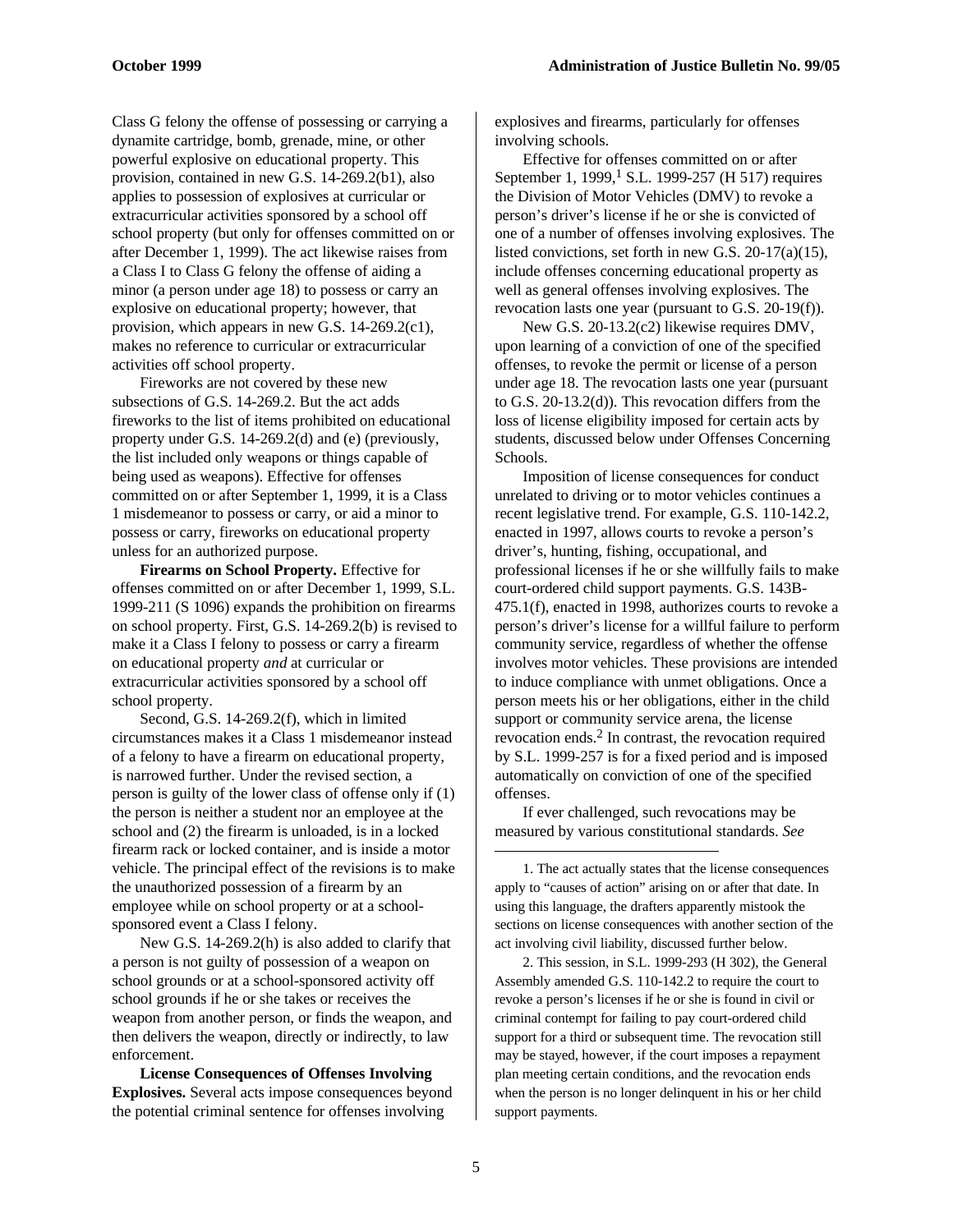Class G felony the offense of possessing or carrying a dynamite cartridge, bomb, grenade, mine, or other powerful explosive on educational property. This provision, contained in new G.S. 14-269.2(b1), also applies to possession of explosives at curricular or extracurricular activities sponsored by a school off school property (but only for offenses committed on or after December 1, 1999). The act likewise raises from a Class I to Class G felony the offense of aiding a minor (a person under age 18) to possess or carry an explosive on educational property; however, that provision, which appears in new G.S. 14-269.2(c1), makes no reference to curricular or extracurricular activities off school property.

Fireworks are not covered by these new subsections of G.S. 14-269.2. But the act adds fireworks to the list of items prohibited on educational property under G.S. 14-269.2(d) and (e) (previously, the list included only weapons or things capable of being used as weapons). Effective for offenses committed on or after September 1, 1999, it is a Class 1 misdemeanor to possess or carry, or aid a minor to possess or carry, fireworks on educational property unless for an authorized purpose.

**Firearms on School Property.** Effective for offenses committed on or after December 1, 1999, S.L. 1999-211 (S 1096) expands the prohibition on firearms on school property. First, G.S. 14-269.2(b) is revised to make it a Class I felony to possess or carry a firearm on educational property *and* at curricular or extracurricular activities sponsored by a school off school property.

Second, G.S. 14-269.2(f), which in limited circumstances makes it a Class 1 misdemeanor instead of a felony to have a firearm on educational property, is narrowed further. Under the revised section, a person is guilty of the lower class of offense only if (1) the person is neither a student nor an employee at the school and (2) the firearm is unloaded, is in a locked firearm rack or locked container, and is inside a motor vehicle. The principal effect of the revisions is to make the unauthorized possession of a firearm by an employee while on school property or at a school-sponsored event a Class I felony.

New G.S. 14-269.2(h) is also added to clarify that a person is not guilty of possession of a weapon on school grounds or at a school-sponsored activity off school grounds if he or she takes or receives the weapon from another person, or finds the weapon, and then delivers the weapon, directly or indirectly, to law enforcement.

**License Consequences of Offenses Involving Explosives.** Several acts impose consequences beyond the potential criminal sentence for offenses involving explosives and firearms, particularly for offenses involving schools.

Effective for offenses committed on or after September 1, 1999,[1] S.L. 1999-257 (H 517) requires the Division of Motor Vehicles (DMV) to revoke a person's driver's license if he or she is convicted of one of a number of offenses involving explosives. The listed convictions, set forth in new G.S. 20-17(a)(15), include offenses concerning educational property as well as general offenses involving explosives. The revocation lasts one year (pursuant to G.S. 20-19(f)).

New G.S. 20-13.2(c2) likewise requires DMV, upon learning of a conviction of one of the specified offenses, to revoke the permit or license of a person under age 18. The revocation lasts one year (pursuant to G.S. 20-13.2(d)). This revocation differs from the loss of license eligibility imposed for certain acts by students, discussed below under Offenses Concerning Schools.

Imposition of license consequences for conduct unrelated to driving or to motor vehicles continues a recent legislative trend. For example, G.S. 110-142.2, enacted in 1997, allows courts to revoke a person's driver's, hunting, fishing, occupational, and professional licenses if he or she willfully fails to make court-ordered child support payments. G.S. 143B-475.1(f), enacted in 1998, authorizes courts to revoke a person's driver's license for a willful failure to perform community service, regardless of whether the offense involves motor vehicles. These provisions are intended to induce compliance with unmet obligations. Once a person meets his or her obligations, either in the child support or community service arena, the license revocation ends.[2] In contrast, the revocation required by S.L. 1999-257 is for a fixed period and is imposed automatically on conviction of one of the specified offenses.

If ever challenged, such revocations may be measured by various constitutional standards. *See*

---

1. The act actually states that the license consequences apply to "causes of action" arising on or after that date. In using this language, the drafters apparently mistook the sections on license consequences with another section of the act involving civil liability, discussed further below.

2. This session, in S.L. 1999-293 (H 302), the General Assembly amended G.S. 110-142.2 to require the court to revoke a person's licenses if he or she is found in civil or criminal contempt for failing to pay court-ordered child support for a third or subsequent time. The revocation still may be stayed, however, if the court imposes a repayment plan meeting certain conditions, and the revocation ends when the person is no longer delinquent in his or her child support payments.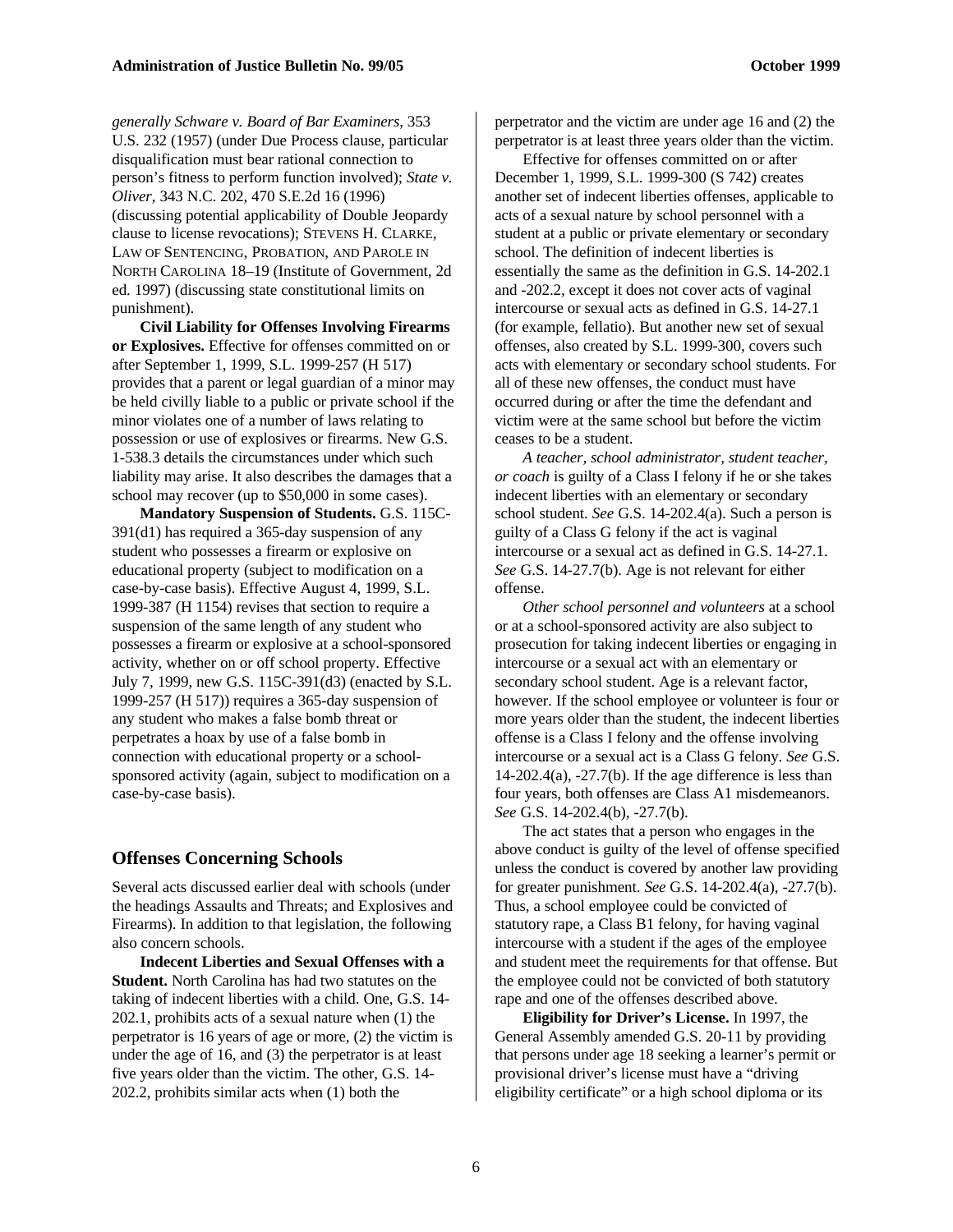*generally Schware v. Board of Bar Examiners*, 353 U.S. 232 (1957) (under Due Process clause, particular disqualification must bear rational connection to person's fitness to perform function involved); *State v. Oliver,* 343 N.C. 202, 470 S.E.2d 16 (1996) (discussing potential applicability of Double Jeopardy clause to license revocations); STEVENS H. CLARKE, LAW OF SENTENCING, PROBATION, AND PAROLE IN NORTH CAROLINA 18–19 (Institute of Government, 2d ed. 1997) (discussing state constitutional limits on punishment).

**Civil Liability for Offenses Involving Firearms or Explosives.** Effective for offenses committed on or after September 1, 1999, S.L. 1999-257 (H 517) provides that a parent or legal guardian of a minor may be held civilly liable to a public or private school if the minor violates one of a number of laws relating to possession or use of explosives or firearms. New G.S. 1-538.3 details the circumstances under which such liability may arise. It also describes the damages that a school may recover (up to $50,000 in some cases).

**Mandatory Suspension of Students.** G.S. 115C-391(d1) has required a 365-day suspension of any student who possesses a firearm or explosive on educational property (subject to modification on a case-by-case basis). Effective August 4, 1999, S.L. 1999-387 (H 1154) revises that section to require a suspension of the same length of any student who possesses a firearm or explosive at a school-sponsored activity, whether on or off school property. Effective July 7, 1999, new G.S. 115C-391(d3) (enacted by S.L. 1999-257 (H 517)) requires a 365-day suspension of any student who makes a false bomb threat or perpetrates a hoax by use of a false bomb in connection with educational property or a school-sponsored activity (again, subject to modification on a case-by-case basis).

## Offenses Concerning Schools

Several acts discussed earlier deal with schools (under the headings Assaults and Threats; and Explosives and Firearms). In addition to that legislation, the following also concern schools.

**Indecent Liberties and Sexual Offenses with a Student.** North Carolina has had two statutes on the taking of indecent liberties with a child. One, G.S. 14-202.1, prohibits acts of a sexual nature when (1) the perpetrator is 16 years of age or more, (2) the victim is under the age of 16, and (3) the perpetrator is at least five years older than the victim. The other, G.S. 14-202.2, prohibits similar acts when (1) both the perpetrator and the victim are under age 16 and (2) the perpetrator is at least three years older than the victim.

Effective for offenses committed on or after December 1, 1999, S.L. 1999-300 (S 742) creates another set of indecent liberties offenses, applicable to acts of a sexual nature by school personnel with a student at a public or private elementary or secondary school. The definition of indecent liberties is essentially the same as the definition in G.S. 14-202.1 and -202.2, except it does not cover acts of vaginal intercourse or sexual acts as defined in G.S. 14-27.1 (for example, fellatio). But another new set of sexual offenses, also created by S.L. 1999-300, covers such acts with elementary or secondary school students. For all of these new offenses, the conduct must have occurred during or after the time the defendant and victim were at the same school but before the victim ceases to be a student.

*A teacher, school administrator, student teacher, or coach* is guilty of a Class I felony if he or she takes indecent liberties with an elementary or secondary school student. *See* G.S. 14-202.4(a). Such a person is guilty of a Class G felony if the act is vaginal intercourse or a sexual act as defined in G.S. 14-27.1. *See* G.S. 14-27.7(b). Age is not relevant for either offense.

*Other school personnel and volunteers* at a school or at a school-sponsored activity are also subject to prosecution for taking indecent liberties or engaging in intercourse or a sexual act with an elementary or secondary school student. Age is a relevant factor, however. If the school employee or volunteer is four or more years older than the student, the indecent liberties offense is a Class I felony and the offense involving intercourse or a sexual act is a Class G felony. *See* G.S. 14-202.4(a), -27.7(b). If the age difference is less than four years, both offenses are Class A1 misdemeanors. *See* G.S. 14-202.4(b), -27.7(b).

The act states that a person who engages in the above conduct is guilty of the level of offense specified unless the conduct is covered by another law providing for greater punishment. *See* G.S. 14-202.4(a), -27.7(b). Thus, a school employee could be convicted of statutory rape, a Class B1 felony, for having vaginal intercourse with a student if the ages of the employee and student meet the requirements for that offense. But the employee could not be convicted of both statutory rape and one of the offenses described above.

**Eligibility for Driver's License.** In 1997, the General Assembly amended G.S. 20-11 by providing that persons under age 18 seeking a learner's permit or provisional driver's license must have a "driving eligibility certificate" or a high school diploma or its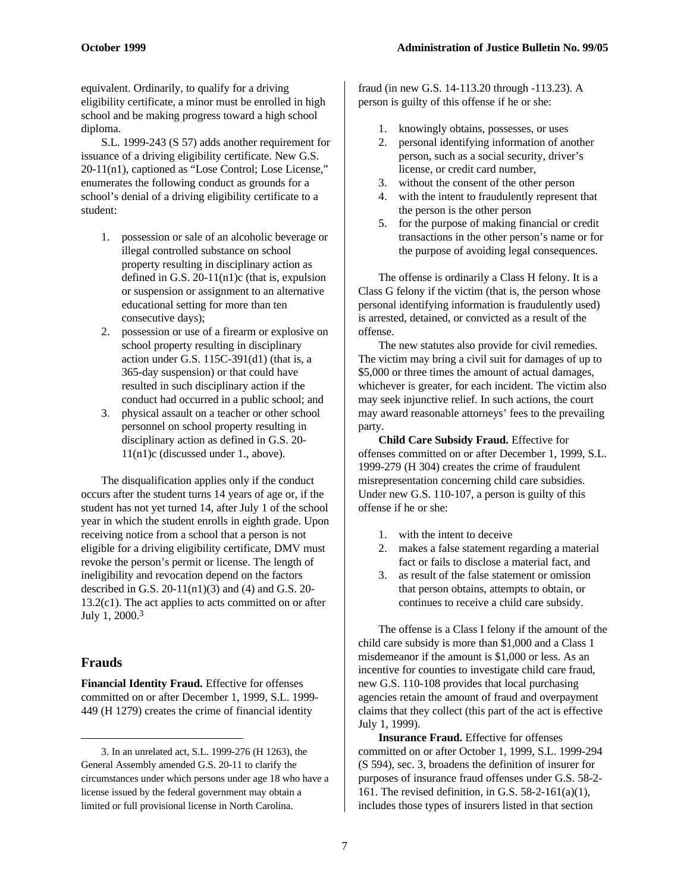equivalent. Ordinarily, to qualify for a driving eligibility certificate, a minor must be enrolled in high school and be making progress toward a high school diploma.

S.L. 1999-243 (S 57) adds another requirement for issuance of a driving eligibility certificate. New G.S. 20-11(n1), captioned as "Lose Control; Lose License," enumerates the following conduct as grounds for a school's denial of a driving eligibility certificate to a student:

1. possession or sale of an alcoholic beverage or illegal controlled substance on school property resulting in disciplinary action as defined in G.S. 20-11(n1)c (that is, expulsion or suspension or assignment to an alternative educational setting for more than ten consecutive days);
2. possession or use of a firearm or explosive on school property resulting in disciplinary action under G.S. 115C-391(d1) (that is, a 365-day suspension) or that could have resulted in such disciplinary action if the conduct had occurred in a public school; and
3. physical assault on a teacher or other school personnel on school property resulting in disciplinary action as defined in G.S. 20-11(n1)c (discussed under 1., above).

The disqualification applies only if the conduct occurs after the student turns 14 years of age or, if the student has not yet turned 14, after July 1 of the school year in which the student enrolls in eighth grade. Upon receiving notice from a school that a person is not eligible for a driving eligibility certificate, DMV must revoke the person's permit or license. The length of ineligibility and revocation depend on the factors described in G.S. 20-11(n1)(3) and (4) and G.S. 20-13.2(c1). The act applies to acts committed on or after July 1, 2000.[3]

## Frauds

**Financial Identity Fraud.** Effective for offenses committed on or after December 1, 1999, S.L. 1999-449 (H 1279) creates the crime of financial identity fraud (in new G.S. 14-113.20 through -113.23). A person is guilty of this offense if he or she:

1. knowingly obtains, possesses, or uses
2. personal identifying information of another person, such as a social security, driver's license, or credit card number,
3. without the consent of the other person
4. with the intent to fraudulently represent that the person is the other person
5. for the purpose of making financial or credit transactions in the other person's name or for the purpose of avoiding legal consequences.

The offense is ordinarily a Class H felony. It is a Class G felony if the victim (that is, the person whose personal identifying information is fraudulently used) is arrested, detained, or convicted as a result of the offense.

The new statutes also provide for civil remedies. The victim may bring a civil suit for damages of up to $5,000 or three times the amount of actual damages, whichever is greater, for each incident. The victim also may seek injunctive relief. In such actions, the court may award reasonable attorneys' fees to the prevailing party.

**Child Care Subsidy Fraud.** Effective for offenses committed on or after December 1, 1999, S.L. 1999-279 (H 304) creates the crime of fraudulent misrepresentation concerning child care subsidies. Under new G.S. 110-107, a person is guilty of this offense if he or she:

1. with the intent to deceive
2. makes a false statement regarding a material fact or fails to disclose a material fact, and
3. as result of the false statement or omission that person obtains, attempts to obtain, or continues to receive a child care subsidy.

The offense is a Class I felony if the amount of the child care subsidy is more than $1,000 and a Class 1 misdemeanor if the amount is $1,000 or less. As an incentive for counties to investigate child care fraud, new G.S. 110-108 provides that local purchasing agencies retain the amount of fraud and overpayment claims that they collect (this part of the act is effective July 1, 1999).

**Insurance Fraud.** Effective for offenses committed on or after October 1, 1999, S.L. 1999-294 (S 594), sec. 3, broadens the definition of insurer for purposes of insurance fraud offenses under G.S. 58-2-161. The revised definition, in G.S. 58-2-161(a)(1), includes those types of insurers listed in that section

---

3. In an unrelated act, S.L. 1999-276 (H 1263), the General Assembly amended G.S. 20-11 to clarify the circumstances under which persons under age 18 who have a license issued by the federal government may obtain a limited or full provisional license in North Carolina.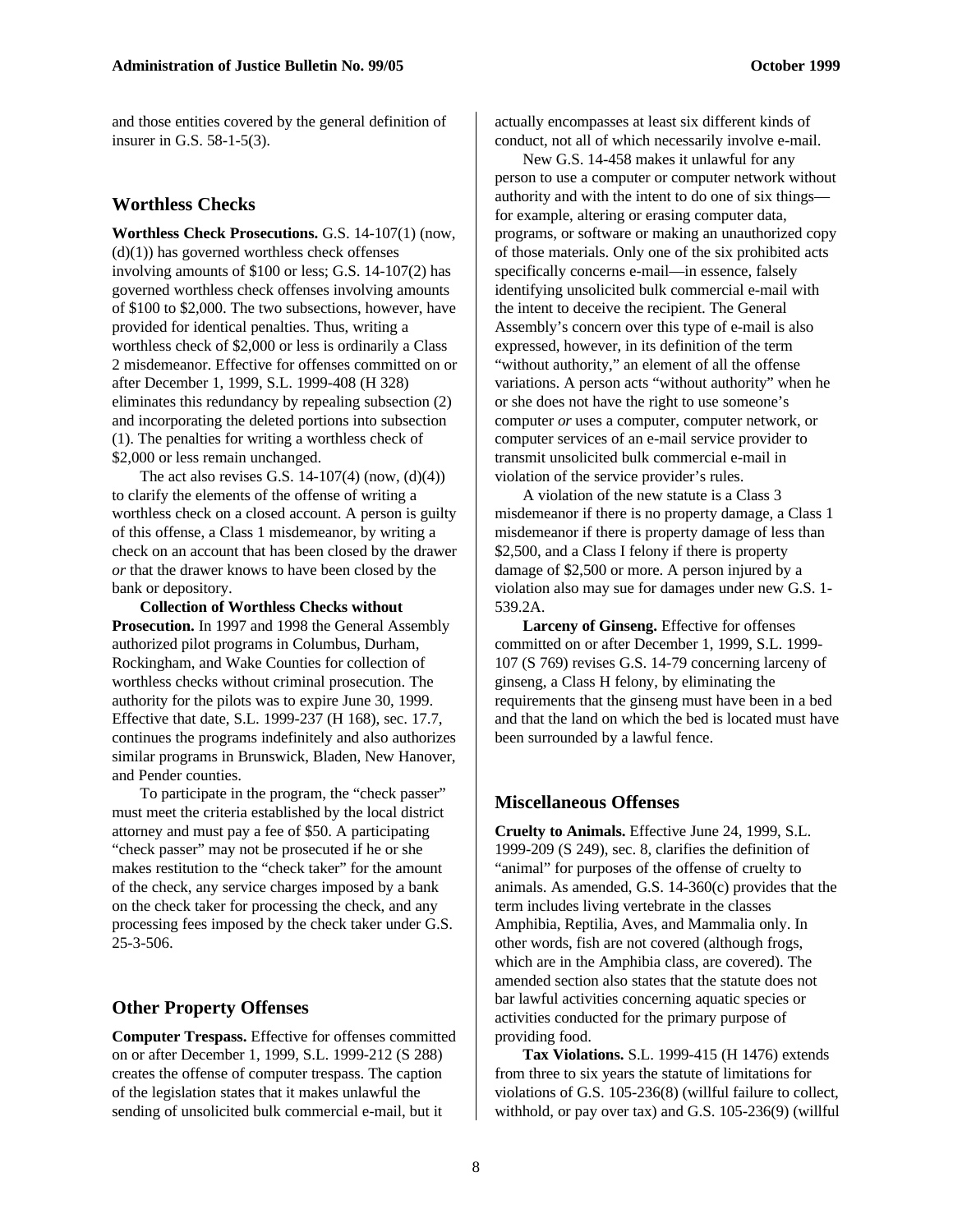and those entities covered by the general definition of insurer in G.S. 58-1-5(3).

## Worthless Checks

**Worthless Check Prosecutions.** G.S. 14-107(1) (now, (d)(1)) has governed worthless check offenses involving amounts of $100 or less; G.S. 14-107(2) has governed worthless check offenses involving amounts of $100 to $2,000. The two subsections, however, have provided for identical penalties. Thus, writing a worthless check of $2,000 or less is ordinarily a Class 2 misdemeanor. Effective for offenses committed on or after December 1, 1999, S.L. 1999-408 (H 328) eliminates this redundancy by repealing subsection (2) and incorporating the deleted portions into subsection (1). The penalties for writing a worthless check of $2,000 or less remain unchanged.

The act also revises G.S. 14-107(4) (now, (d)(4)) to clarify the elements of the offense of writing a worthless check on a closed account. A person is guilty of this offense, a Class 1 misdemeanor, by writing a check on an account that has been closed by the drawer *or* that the drawer knows to have been closed by the bank or depository.

**Collection of Worthless Checks without Prosecution.** In 1997 and 1998 the General Assembly authorized pilot programs in Columbus, Durham, Rockingham, and Wake Counties for collection of worthless checks without criminal prosecution. The authority for the pilots was to expire June 30, 1999. Effective that date, S.L. 1999-237 (H 168), sec. 17.7, continues the programs indefinitely and also authorizes similar programs in Brunswick, Bladen, New Hanover, and Pender counties.

To participate in the program, the "check passer" must meet the criteria established by the local district attorney and must pay a fee of $50. A participating "check passer" may not be prosecuted if he or she makes restitution to the "check taker" for the amount of the check, any service charges imposed by a bank on the check taker for processing the check, and any processing fees imposed by the check taker under G.S. 25-3-506.

## Other Property Offenses

**Computer Trespass.** Effective for offenses committed on or after December 1, 1999, S.L. 1999-212 (S 288) creates the offense of computer trespass. The caption of the legislation states that it makes unlawful the sending of unsolicited bulk commercial e-mail, but it actually encompasses at least six different kinds of conduct, not all of which necessarily involve e-mail.

New G.S. 14-458 makes it unlawful for any person to use a computer or computer network without authority and with the intent to do one of six things—for example, altering or erasing computer data, programs, or software or making an unauthorized copy of those materials. Only one of the six prohibited acts specifically concerns e-mail—in essence, falsely identifying unsolicited bulk commercial e-mail with the intent to deceive the recipient. The General Assembly's concern over this type of e-mail is also expressed, however, in its definition of the term "without authority," an element of all the offense variations. A person acts "without authority" when he or she does not have the right to use someone's computer *or* uses a computer, computer network, or computer services of an e-mail service provider to transmit unsolicited bulk commercial e-mail in violation of the service provider's rules.

A violation of the new statute is a Class 3 misdemeanor if there is no property damage, a Class 1 misdemeanor if there is property damage of less than $2,500, and a Class I felony if there is property damage of $2,500 or more. A person injured by a violation also may sue for damages under new G.S. 1-539.2A.

**Larceny of Ginseng.** Effective for offenses committed on or after December 1, 1999, S.L. 1999-107 (S 769) revises G.S. 14-79 concerning larceny of ginseng, a Class H felony, by eliminating the requirements that the ginseng must have been in a bed and that the land on which the bed is located must have been surrounded by a lawful fence.

## Miscellaneous Offenses

**Cruelty to Animals.** Effective June 24, 1999, S.L. 1999-209 (S 249), sec. 8, clarifies the definition of "animal" for purposes of the offense of cruelty to animals. As amended, G.S. 14-360(c) provides that the term includes living vertebrate in the classes Amphibia, Reptilia, Aves, and Mammalia only. In other words, fish are not covered (although frogs, which are in the Amphibia class, are covered). The amended section also states that the statute does not bar lawful activities concerning aquatic species or activities conducted for the primary purpose of providing food.

**Tax Violations.** S.L. 1999-415 (H 1476) extends from three to six years the statute of limitations for violations of G.S. 105-236(8) (willful failure to collect, withhold, or pay over tax) and G.S. 105-236(9) (willful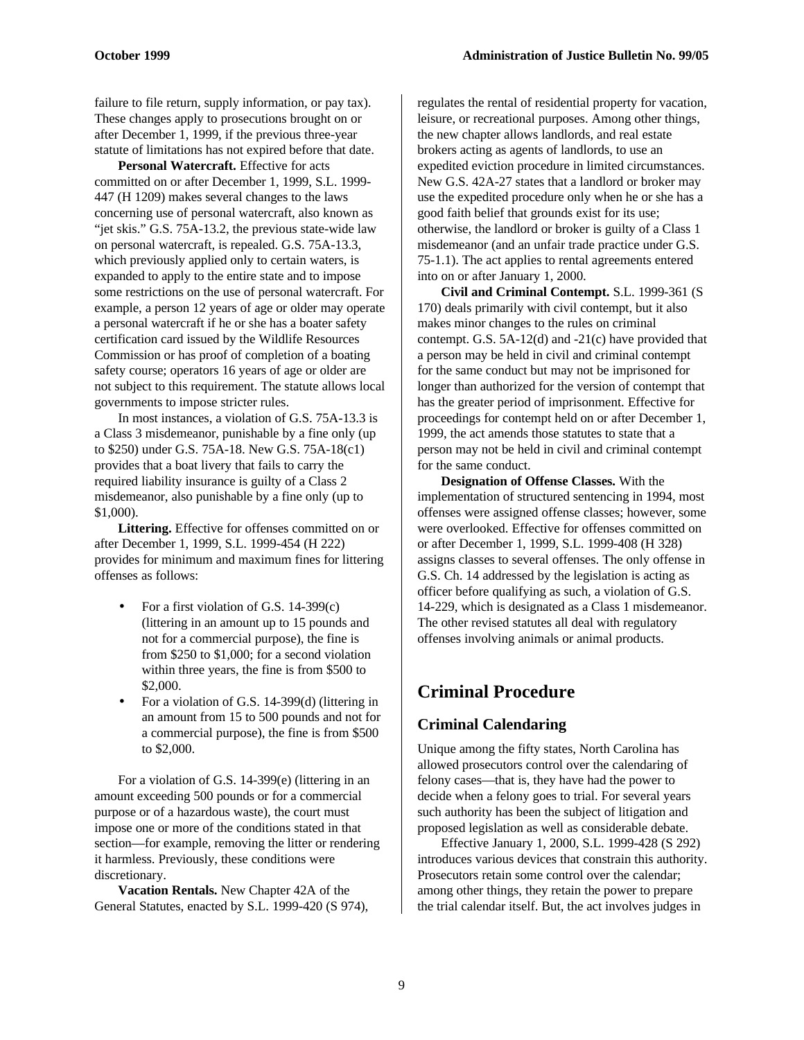failure to file return, supply information, or pay tax). These changes apply to prosecutions brought on or after December 1, 1999, if the previous three-year statute of limitations has not expired before that date.

**Personal Watercraft.** Effective for acts committed on or after December 1, 1999, S.L. 1999-447 (H 1209) makes several changes to the laws concerning use of personal watercraft, also known as "jet skis." G.S. 75A-13.2, the previous state-wide law on personal watercraft, is repealed. G.S. 75A-13.3, which previously applied only to certain waters, is expanded to apply to the entire state and to impose some restrictions on the use of personal watercraft. For example, a person 12 years of age or older may operate a personal watercraft if he or she has a boater safety certification card issued by the Wildlife Resources Commission or has proof of completion of a boating safety course; operators 16 years of age or older are not subject to this requirement. The statute allows local governments to impose stricter rules.

In most instances, a violation of G.S. 75A-13.3 is a Class 3 misdemeanor, punishable by a fine only (up to $250) under G.S. 75A-18. New G.S. 75A-18(c1) provides that a boat livery that fails to carry the required liability insurance is guilty of a Class 2 misdemeanor, also punishable by a fine only (up to $1,000).

**Littering.** Effective for offenses committed on or after December 1, 1999, S.L. 1999-454 (H 222) provides for minimum and maximum fines for littering offenses as follows:

- For a first violation of G.S. 14-399(c) (littering in an amount up to 15 pounds and not for a commercial purpose), the fine is from $250 to $1,000; for a second violation within three years, the fine is from $500 to $2,000.
- For a violation of G.S. 14-399(d) (littering in an amount from 15 to 500 pounds and not for a commercial purpose), the fine is from $500 to $2,000.

For a violation of G.S. 14-399(e) (littering in an amount exceeding 500 pounds or for a commercial purpose or of a hazardous waste), the court must impose one or more of the conditions stated in that section—for example, removing the litter or rendering it harmless. Previously, these conditions were discretionary.

**Vacation Rentals.** New Chapter 42A of the General Statutes, enacted by S.L. 1999-420 (S 974), regulates the rental of residential property for vacation, leisure, or recreational purposes. Among other things, the new chapter allows landlords, and real estate brokers acting as agents of landlords, to use an expedited eviction procedure in limited circumstances. New G.S. 42A-27 states that a landlord or broker may use the expedited procedure only when he or she has a good faith belief that grounds exist for its use; otherwise, the landlord or broker is guilty of a Class 1 misdemeanor (and an unfair trade practice under G.S. 75-1.1). The act applies to rental agreements entered into on or after January 1, 2000.

**Civil and Criminal Contempt.** S.L. 1999-361 (S 170) deals primarily with civil contempt, but it also makes minor changes to the rules on criminal contempt. G.S. 5A-12(d) and -21(c) have provided that a person may be held in civil and criminal contempt for the same conduct but may not be imprisoned for longer than authorized for the version of contempt that has the greater period of imprisonment. Effective for proceedings for contempt held on or after December 1, 1999, the act amends those statutes to state that a person may not be held in civil and criminal contempt for the same conduct.

**Designation of Offense Classes.** With the implementation of structured sentencing in 1994, most offenses were assigned offense classes; however, some were overlooked. Effective for offenses committed on or after December 1, 1999, S.L. 1999-408 (H 328) assigns classes to several offenses. The only offense in G.S. Ch. 14 addressed by the legislation is acting as officer before qualifying as such, a violation of G.S. 14-229, which is designated as a Class 1 misdemeanor. The other revised statutes all deal with regulatory offenses involving animals or animal products.

# Criminal Procedure

## Criminal Calendaring

Unique among the fifty states, North Carolina has allowed prosecutors control over the calendaring of felony cases—that is, they have had the power to decide when a felony goes to trial. For several years such authority has been the subject of litigation and proposed legislation as well as considerable debate.

Effective January 1, 2000, S.L. 1999-428 (S 292) introduces various devices that constrain this authority. Prosecutors retain some control over the calendar; among other things, they retain the power to prepare the trial calendar itself. But, the act involves judges in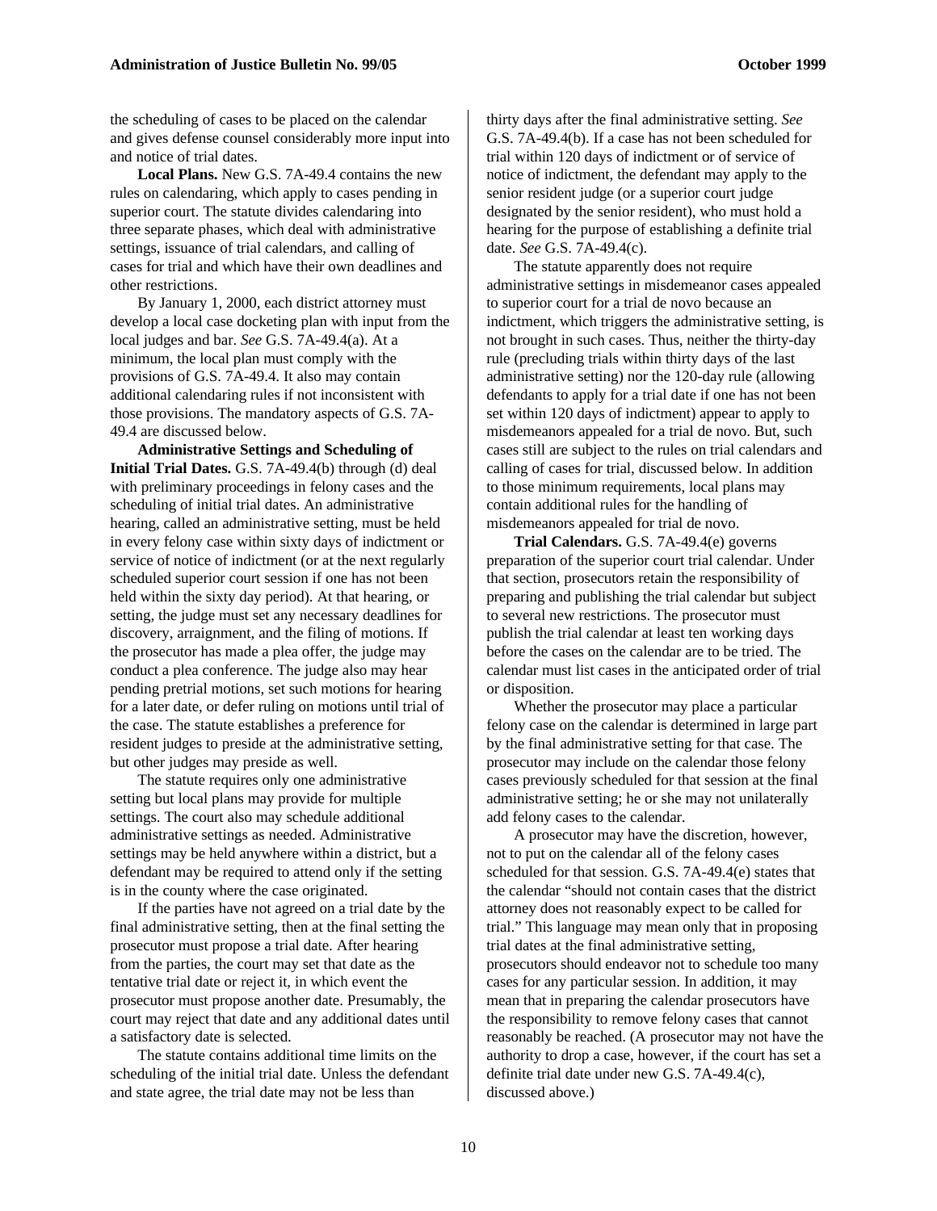the scheduling of cases to be placed on the calendar and gives defense counsel considerably more input into and notice of trial dates.

**Local Plans.** New G.S. 7A-49.4 contains the new rules on calendaring, which apply to cases pending in superior court. The statute divides calendaring into three separate phases, which deal with administrative settings, issuance of trial calendars, and calling of cases for trial and which have their own deadlines and other restrictions.

By January 1, 2000, each district attorney must develop a local case docketing plan with input from the local judges and bar. *See* G.S. 7A-49.4(a). At a minimum, the local plan must comply with the provisions of G.S. 7A-49.4. It also may contain additional calendaring rules if not inconsistent with those provisions. The mandatory aspects of G.S. 7A-49.4 are discussed below.

**Administrative Settings and Scheduling of Initial Trial Dates.** G.S. 7A-49.4(b) through (d) deal with preliminary proceedings in felony cases and the scheduling of initial trial dates. An administrative hearing, called an administrative setting, must be held in every felony case within sixty days of indictment or service of notice of indictment (or at the next regularly scheduled superior court session if one has not been held within the sixty day period). At that hearing, or setting, the judge must set any necessary deadlines for discovery, arraignment, and the filing of motions. If the prosecutor has made a plea offer, the judge may conduct a plea conference. The judge also may hear pending pretrial motions, set such motions for hearing for a later date, or defer ruling on motions until trial of the case. The statute establishes a preference for resident judges to preside at the administrative setting, but other judges may preside as well.

The statute requires only one administrative setting but local plans may provide for multiple settings. The court also may schedule additional administrative settings as needed. Administrative settings may be held anywhere within a district, but a defendant may be required to attend only if the setting is in the county where the case originated.

If the parties have not agreed on a trial date by the final administrative setting, then at the final setting the prosecutor must propose a trial date. After hearing from the parties, the court may set that date as the tentative trial date or reject it, in which event the prosecutor must propose another date. Presumably, the court may reject that date and any additional dates until a satisfactory date is selected.

The statute contains additional time limits on the scheduling of the initial trial date. Unless the defendant and state agree, the trial date may not be less than thirty days after the final administrative setting. *See* G.S. 7A-49.4(b). If a case has not been scheduled for trial within 120 days of indictment or of service of notice of indictment, the defendant may apply to the senior resident judge (or a superior court judge designated by the senior resident), who must hold a hearing for the purpose of establishing a definite trial date. *See* G.S. 7A-49.4(c).

The statute apparently does not require administrative settings in misdemeanor cases appealed to superior court for a trial de novo because an indictment, which triggers the administrative setting, is not brought in such cases. Thus, neither the thirty-day rule (precluding trials within thirty days of the last administrative setting) nor the 120-day rule (allowing defendants to apply for a trial date if one has not been set within 120 days of indictment) appear to apply to misdemeanors appealed for a trial de novo. But, such cases still are subject to the rules on trial calendars and calling of cases for trial, discussed below. In addition to those minimum requirements, local plans may contain additional rules for the handling of misdemeanors appealed for trial de novo.

**Trial Calendars.** G.S. 7A-49.4(e) governs preparation of the superior court trial calendar. Under that section, prosecutors retain the responsibility of preparing and publishing the trial calendar but subject to several new restrictions. The prosecutor must publish the trial calendar at least ten working days before the cases on the calendar are to be tried. The calendar must list cases in the anticipated order of trial or disposition.

Whether the prosecutor may place a particular felony case on the calendar is determined in large part by the final administrative setting for that case. The prosecutor may include on the calendar those felony cases previously scheduled for that session at the final administrative setting; he or she may not unilaterally add felony cases to the calendar.

A prosecutor may have the discretion, however, not to put on the calendar all of the felony cases scheduled for that session. G.S. 7A-49.4(e) states that the calendar "should not contain cases that the district attorney does not reasonably expect to be called for trial." This language may mean only that in proposing trial dates at the final administrative setting, prosecutors should endeavor not to schedule too many cases for any particular session. In addition, it may mean that in preparing the calendar prosecutors have the responsibility to remove felony cases that cannot reasonably be reached. (A prosecutor may not have the authority to drop a case, however, if the court has set a definite trial date under new G.S. 7A-49.4(c), discussed above.)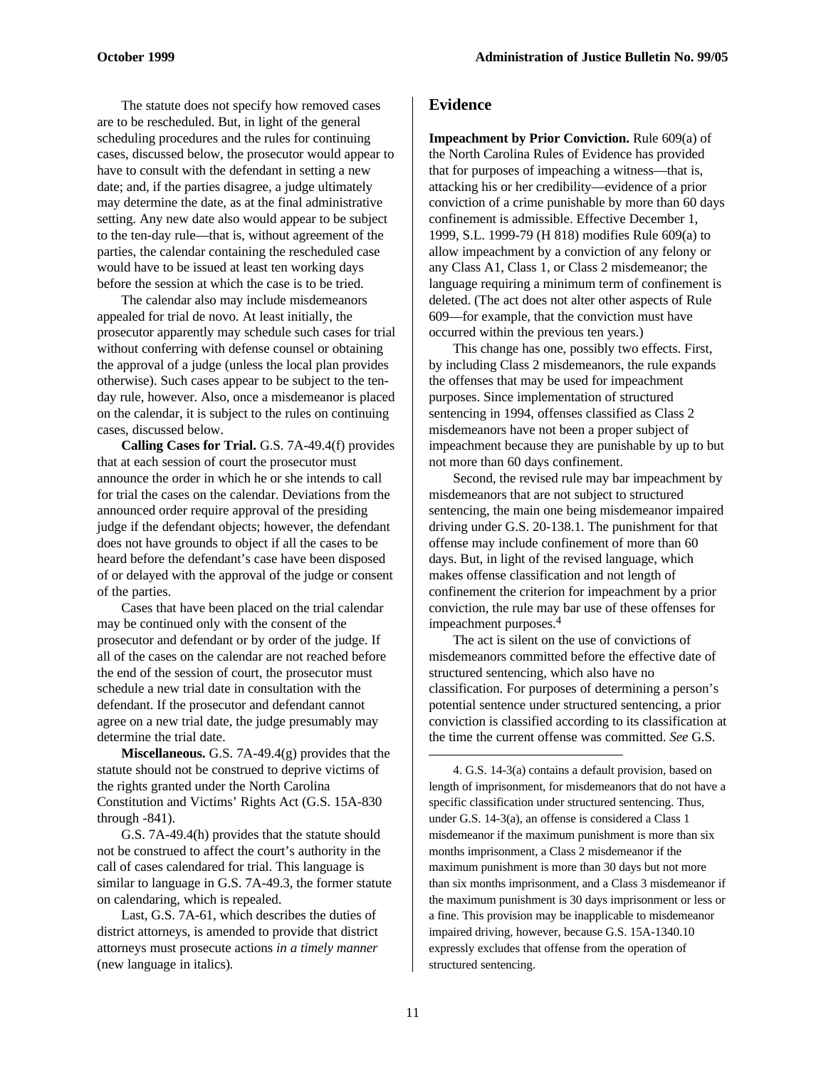The statute does not specify how removed cases are to be rescheduled. But, in light of the general scheduling procedures and the rules for continuing cases, discussed below, the prosecutor would appear to have to consult with the defendant in setting a new date; and, if the parties disagree, a judge ultimately may determine the date, as at the final administrative setting. Any new date also would appear to be subject to the ten-day rule—that is, without agreement of the parties, the calendar containing the rescheduled case would have to be issued at least ten working days before the session at which the case is to be tried.

The calendar also may include misdemeanors appealed for trial de novo. At least initially, the prosecutor apparently may schedule such cases for trial without conferring with defense counsel or obtaining the approval of a judge (unless the local plan provides otherwise). Such cases appear to be subject to the ten-day rule, however. Also, once a misdemeanor is placed on the calendar, it is subject to the rules on continuing cases, discussed below.

**Calling Cases for Trial.** G.S. 7A-49.4(f) provides that at each session of court the prosecutor must announce the order in which he or she intends to call for trial the cases on the calendar. Deviations from the announced order require approval of the presiding judge if the defendant objects; however, the defendant does not have grounds to object if all the cases to be heard before the defendant's case have been disposed of or delayed with the approval of the judge or consent of the parties.

Cases that have been placed on the trial calendar may be continued only with the consent of the prosecutor and defendant or by order of the judge. If all of the cases on the calendar are not reached before the end of the session of court, the prosecutor must schedule a new trial date in consultation with the defendant. If the prosecutor and defendant cannot agree on a new trial date, the judge presumably may determine the trial date.

**Miscellaneous.** G.S. 7A-49.4(g) provides that the statute should not be construed to deprive victims of the rights granted under the North Carolina Constitution and Victims' Rights Act (G.S. 15A-830 through -841).

G.S. 7A-49.4(h) provides that the statute should not be construed to affect the court's authority in the call of cases calendared for trial. This language is similar to language in G.S. 7A-49.3, the former statute on calendaring, which is repealed.

Last, G.S. 7A-61, which describes the duties of district attorneys, is amended to provide that district attorneys must prosecute actions *in a timely manner* (new language in italics).

## Evidence

**Impeachment by Prior Conviction.** Rule 609(a) of the North Carolina Rules of Evidence has provided that for purposes of impeaching a witness—that is, attacking his or her credibility—evidence of a prior conviction of a crime punishable by more than 60 days confinement is admissible. Effective December 1, 1999, S.L. 1999-79 (H 818) modifies Rule 609(a) to allow impeachment by a conviction of any felony or any Class A1, Class 1, or Class 2 misdemeanor; the language requiring a minimum term of confinement is deleted. (The act does not alter other aspects of Rule 609—for example, that the conviction must have occurred within the previous ten years.)

This change has one, possibly two effects. First, by including Class 2 misdemeanors, the rule expands the offenses that may be used for impeachment purposes. Since implementation of structured sentencing in 1994, offenses classified as Class 2 misdemeanors have not been a proper subject of impeachment because they are punishable by up to but not more than 60 days confinement.

Second, the revised rule may bar impeachment by misdemeanors that are not subject to structured sentencing, the main one being misdemeanor impaired driving under G.S. 20-138.1. The punishment for that offense may include confinement of more than 60 days. But, in light of the revised language, which makes offense classification and not length of confinement the criterion for impeachment by a prior conviction, the rule may bar use of these offenses for impeachment purposes.[4]

The act is silent on the use of convictions of misdemeanors committed before the effective date of structured sentencing, which also have no classification. For purposes of determining a person's potential sentence under structured sentencing, a prior conviction is classified according to its classification at the time the current offense was committed. *See* G.S.

---

4. G.S. 14-3(a) contains a default provision, based on length of imprisonment, for misdemeanors that do not have a specific classification under structured sentencing. Thus, under G.S. 14-3(a), an offense is considered a Class 1 misdemeanor if the maximum punishment is more than six months imprisonment, a Class 2 misdemeanor if the maximum punishment is more than 30 days but not more than six months imprisonment, and a Class 3 misdemeanor if the maximum punishment is 30 days imprisonment or less or a fine. This provision may be inapplicable to misdemeanor impaired driving, however, because G.S. 15A-1340.10 expressly excludes that offense from the operation of structured sentencing.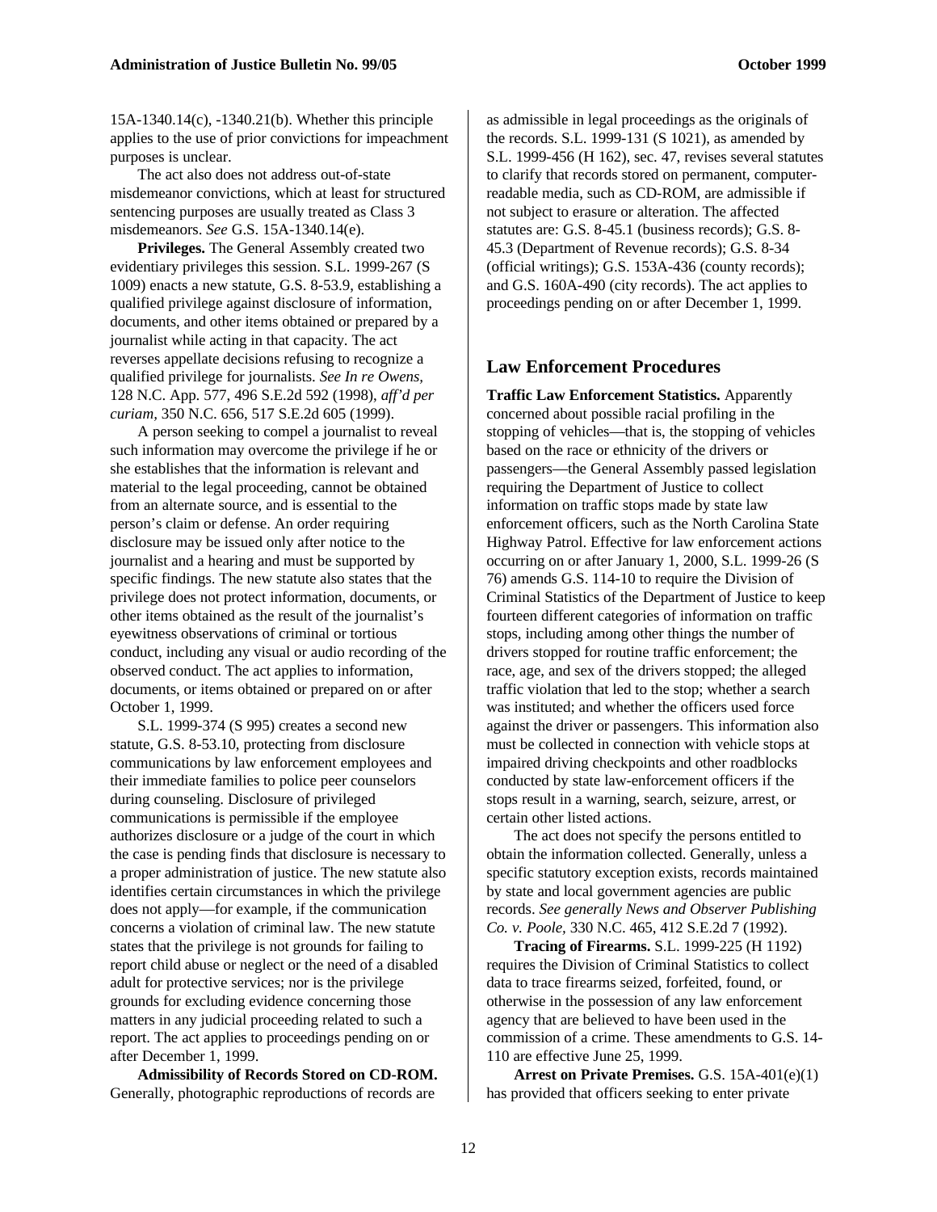15A-1340.14(c), -1340.21(b). Whether this principle applies to the use of prior convictions for impeachment purposes is unclear.

The act also does not address out-of-state misdemeanor convictions, which at least for structured sentencing purposes are usually treated as Class 3 misdemeanors. *See* G.S. 15A-1340.14(e).

**Privileges.** The General Assembly created two evidentiary privileges this session. S.L. 1999-267 (S 1009) enacts a new statute, G.S. 8-53.9, establishing a qualified privilege against disclosure of information, documents, and other items obtained or prepared by a journalist while acting in that capacity. The act reverses appellate decisions refusing to recognize a qualified privilege for journalists. *See In re Owens,* 128 N.C. App. 577, 496 S.E.2d 592 (1998), *aff'd per curiam,* 350 N.C. 656, 517 S.E.2d 605 (1999).

A person seeking to compel a journalist to reveal such information may overcome the privilege if he or she establishes that the information is relevant and material to the legal proceeding, cannot be obtained from an alternate source, and is essential to the person's claim or defense. An order requiring disclosure may be issued only after notice to the journalist and a hearing and must be supported by specific findings. The new statute also states that the privilege does not protect information, documents, or other items obtained as the result of the journalist's eyewitness observations of criminal or tortious conduct, including any visual or audio recording of the observed conduct. The act applies to information, documents, or items obtained or prepared on or after October 1, 1999.

S.L. 1999-374 (S 995) creates a second new statute, G.S. 8-53.10, protecting from disclosure communications by law enforcement employees and their immediate families to police peer counselors during counseling. Disclosure of privileged communications is permissible if the employee authorizes disclosure or a judge of the court in which the case is pending finds that disclosure is necessary to a proper administration of justice. The new statute also identifies certain circumstances in which the privilege does not apply—for example, if the communication concerns a violation of criminal law. The new statute states that the privilege is not grounds for failing to report child abuse or neglect or the need of a disabled adult for protective services; nor is the privilege grounds for excluding evidence concerning those matters in any judicial proceeding related to such a report. The act applies to proceedings pending on or after December 1, 1999.

**Admissibility of Records Stored on CD-ROM.** Generally, photographic reproductions of records are as admissible in legal proceedings as the originals of the records. S.L. 1999-131 (S 1021), as amended by S.L. 1999-456 (H 162), sec. 47, revises several statutes to clarify that records stored on permanent, computer-readable media, such as CD-ROM, are admissible if not subject to erasure or alteration. The affected statutes are: G.S. 8-45.1 (business records); G.S. 8-45.3 (Department of Revenue records); G.S. 8-34 (official writings); G.S. 153A-436 (county records); and G.S. 160A-490 (city records). The act applies to proceedings pending on or after December 1, 1999.

## Law Enforcement Procedures

**Traffic Law Enforcement Statistics.** Apparently concerned about possible racial profiling in the stopping of vehicles—that is, the stopping of vehicles based on the race or ethnicity of the drivers or passengers—the General Assembly passed legislation requiring the Department of Justice to collect information on traffic stops made by state law enforcement officers, such as the North Carolina State Highway Patrol. Effective for law enforcement actions occurring on or after January 1, 2000, S.L. 1999-26 (S 76) amends G.S. 114-10 to require the Division of Criminal Statistics of the Department of Justice to keep fourteen different categories of information on traffic stops, including among other things the number of drivers stopped for routine traffic enforcement; the race, age, and sex of the drivers stopped; the alleged traffic violation that led to the stop; whether a search was instituted; and whether the officers used force against the driver or passengers. This information also must be collected in connection with vehicle stops at impaired driving checkpoints and other roadblocks conducted by state law-enforcement officers if the stops result in a warning, search, seizure, arrest, or certain other listed actions.

The act does not specify the persons entitled to obtain the information collected. Generally, unless a specific statutory exception exists, records maintained by state and local government agencies are public records. *See generally News and Observer Publishing Co. v. Poole,* 330 N.C. 465, 412 S.E.2d 7 (1992).

**Tracing of Firearms.** S.L. 1999-225 (H 1192) requires the Division of Criminal Statistics to collect data to trace firearms seized, forfeited, found, or otherwise in the possession of any law enforcement agency that are believed to have been used in the commission of a crime. These amendments to G.S. 14-110 are effective June 25, 1999.

**Arrest on Private Premises.** G.S. 15A-401(e)(1) has provided that officers seeking to enter private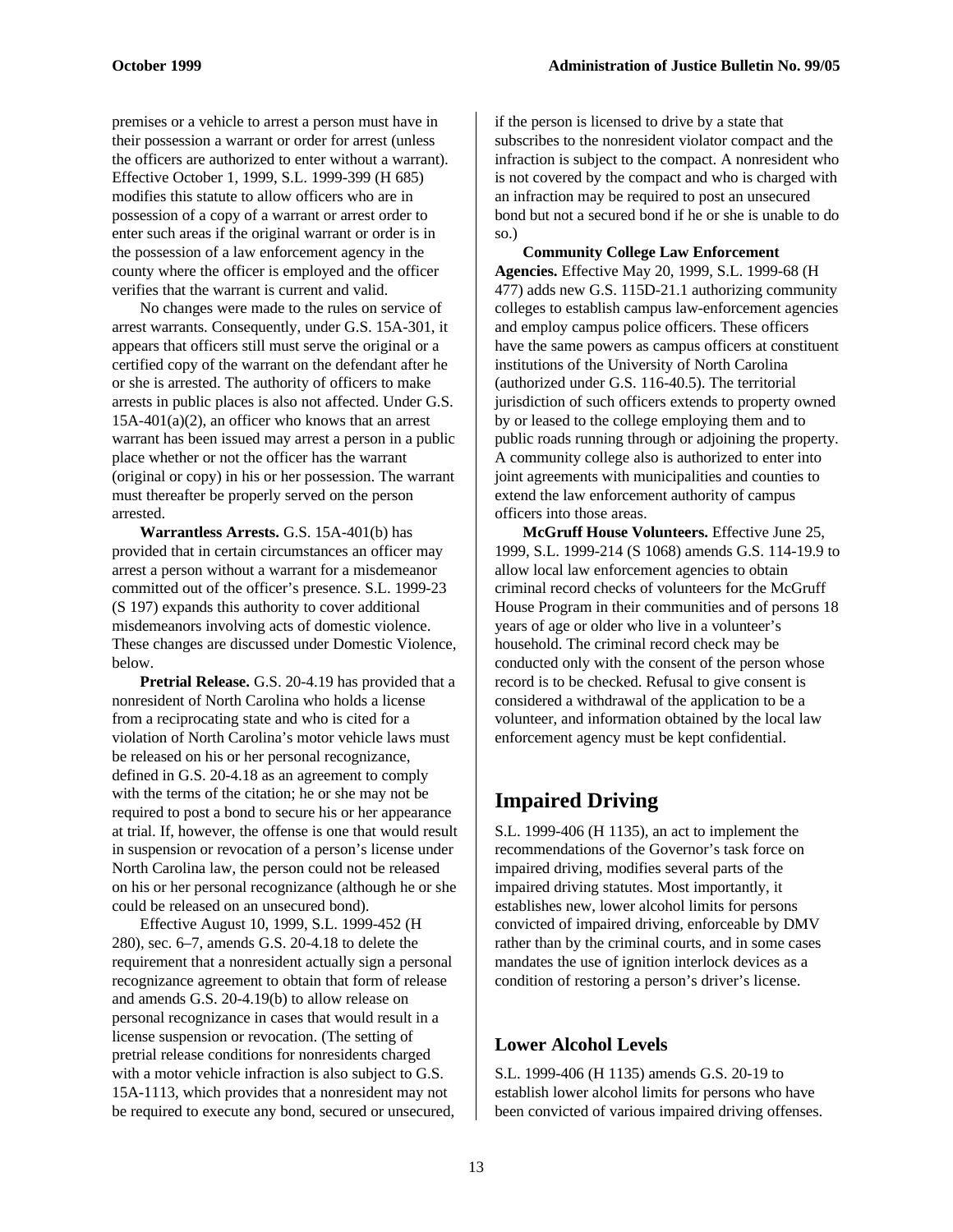premises or a vehicle to arrest a person must have in their possession a warrant or order for arrest (unless the officers are authorized to enter without a warrant). Effective October 1, 1999, S.L. 1999-399 (H 685) modifies this statute to allow officers who are in possession of a copy of a warrant or arrest order to enter such areas if the original warrant or order is in the possession of a law enforcement agency in the county where the officer is employed and the officer verifies that the warrant is current and valid.

No changes were made to the rules on service of arrest warrants. Consequently, under G.S. 15A-301, it appears that officers still must serve the original or a certified copy of the warrant on the defendant after he or she is arrested. The authority of officers to make arrests in public places is also not affected. Under G.S. 15A-401(a)(2), an officer who knows that an arrest warrant has been issued may arrest a person in a public place whether or not the officer has the warrant (original or copy) in his or her possession. The warrant must thereafter be properly served on the person arrested.

**Warrantless Arrests.** G.S. 15A-401(b) has provided that in certain circumstances an officer may arrest a person without a warrant for a misdemeanor committed out of the officer's presence. S.L. 1999-23 (S 197) expands this authority to cover additional misdemeanors involving acts of domestic violence. These changes are discussed under Domestic Violence, below.

**Pretrial Release.** G.S. 20-4.19 has provided that a nonresident of North Carolina who holds a license from a reciprocating state and who is cited for a violation of North Carolina's motor vehicle laws must be released on his or her personal recognizance, defined in G.S. 20-4.18 as an agreement to comply with the terms of the citation; he or she may not be required to post a bond to secure his or her appearance at trial. If, however, the offense is one that would result in suspension or revocation of a person's license under North Carolina law, the person could not be released on his or her personal recognizance (although he or she could be released on an unsecured bond).

Effective August 10, 1999, S.L. 1999-452 (H 280), sec. 6–7, amends G.S. 20-4.18 to delete the requirement that a nonresident actually sign a personal recognizance agreement to obtain that form of release and amends G.S. 20-4.19(b) to allow release on personal recognizance in cases that would result in a license suspension or revocation. (The setting of pretrial release conditions for nonresidents charged with a motor vehicle infraction is also subject to G.S. 15A-1113, which provides that a nonresident may not be required to execute any bond, secured or unsecured, if the person is licensed to drive by a state that subscribes to the nonresident violator compact and the infraction is subject to the compact. A nonresident who is not covered by the compact and who is charged with an infraction may be required to post an unsecured bond but not a secured bond if he or she is unable to do so.)

**Community College Law Enforcement Agencies.** Effective May 20, 1999, S.L. 1999-68 (H 477) adds new G.S. 115D-21.1 authorizing community colleges to establish campus law-enforcement agencies and employ campus police officers. These officers have the same powers as campus officers at constituent institutions of the University of North Carolina (authorized under G.S. 116-40.5). The territorial jurisdiction of such officers extends to property owned by or leased to the college employing them and to public roads running through or adjoining the property. A community college also is authorized to enter into joint agreements with municipalities and counties to extend the law enforcement authority of campus officers into those areas.

**McGruff House Volunteers.** Effective June 25, 1999, S.L. 1999-214 (S 1068) amends G.S. 114-19.9 to allow local law enforcement agencies to obtain criminal record checks of volunteers for the McGruff House Program in their communities and of persons 18 years of age or older who live in a volunteer's household. The criminal record check may be conducted only with the consent of the person whose record is to be checked. Refusal to give consent is considered a withdrawal of the application to be a volunteer, and information obtained by the local law enforcement agency must be kept confidential.

# Impaired Driving

S.L. 1999-406 (H 1135), an act to implement the recommendations of the Governor's task force on impaired driving, modifies several parts of the impaired driving statutes. Most importantly, it establishes new, lower alcohol limits for persons convicted of impaired driving, enforceable by DMV rather than by the criminal courts, and in some cases mandates the use of ignition interlock devices as a condition of restoring a person's driver's license.

## Lower Alcohol Levels

S.L. 1999-406 (H 1135) amends G.S. 20-19 to establish lower alcohol limits for persons who have been convicted of various impaired driving offenses.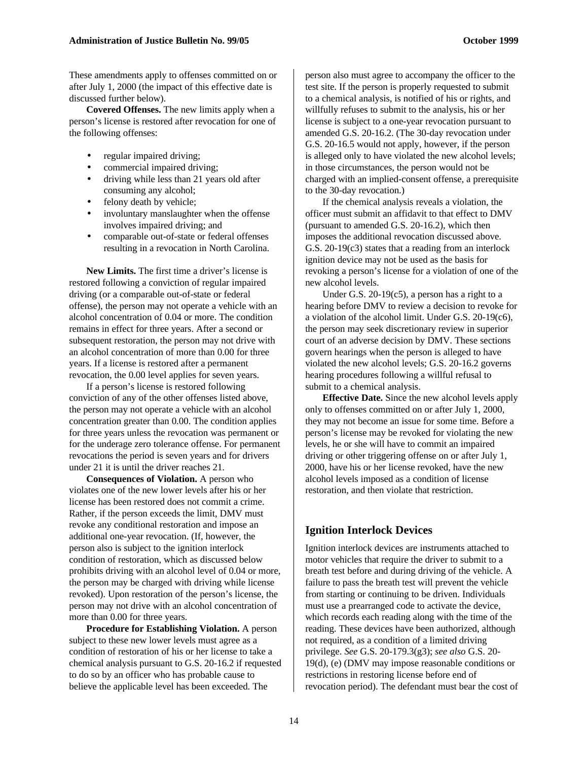These amendments apply to offenses committed on or after July 1, 2000 (the impact of this effective date is discussed further below).

**Covered Offenses.** The new limits apply when a person's license is restored after revocation for one of the following offenses:

- regular impaired driving;
- commercial impaired driving;
- driving while less than 21 years old after consuming any alcohol;
- felony death by vehicle;
- involuntary manslaughter when the offense involves impaired driving; and
- comparable out-of-state or federal offenses resulting in a revocation in North Carolina.

**New Limits.** The first time a driver's license is restored following a conviction of regular impaired driving (or a comparable out-of-state or federal offense), the person may not operate a vehicle with an alcohol concentration of 0.04 or more. The condition remains in effect for three years. After a second or subsequent restoration, the person may not drive with an alcohol concentration of more than 0.00 for three years. If a license is restored after a permanent revocation, the 0.00 level applies for seven years.

If a person's license is restored following conviction of any of the other offenses listed above, the person may not operate a vehicle with an alcohol concentration greater than 0.00. The condition applies for three years unless the revocation was permanent or for the underage zero tolerance offense. For permanent revocations the period is seven years and for drivers under 21 it is until the driver reaches 21.

**Consequences of Violation.** A person who violates one of the new lower levels after his or her license has been restored does not commit a crime. Rather, if the person exceeds the limit, DMV must revoke any conditional restoration and impose an additional one-year revocation. (If, however, the person also is subject to the ignition interlock condition of restoration, which as discussed below prohibits driving with an alcohol level of 0.04 or more, the person may be charged with driving while license revoked). Upon restoration of the person's license, the person may not drive with an alcohol concentration of more than 0.00 for three years.

**Procedure for Establishing Violation.** A person subject to these new lower levels must agree as a condition of restoration of his or her license to take a chemical analysis pursuant to G.S. 20-16.2 if requested to do so by an officer who has probable cause to believe the applicable level has been exceeded. The person also must agree to accompany the officer to the test site. If the person is properly requested to submit to a chemical analysis, is notified of his or rights, and willfully refuses to submit to the analysis, his or her license is subject to a one-year revocation pursuant to amended G.S. 20-16.2. (The 30-day revocation under G.S. 20-16.5 would not apply, however, if the person is alleged only to have violated the new alcohol levels; in those circumstances, the person would not be charged with an implied-consent offense, a prerequisite to the 30-day revocation.)

If the chemical analysis reveals a violation, the officer must submit an affidavit to that effect to DMV (pursuant to amended G.S. 20-16.2), which then imposes the additional revocation discussed above. G.S. 20-19(c3) states that a reading from an interlock ignition device may not be used as the basis for revoking a person's license for a violation of one of the new alcohol levels.

Under G.S. 20-19(c5), a person has a right to a hearing before DMV to review a decision to revoke for a violation of the alcohol limit. Under G.S. 20-19(c6), the person may seek discretionary review in superior court of an adverse decision by DMV. These sections govern hearings when the person is alleged to have violated the new alcohol levels; G.S. 20-16.2 governs hearing procedures following a willful refusal to submit to a chemical analysis.

**Effective Date.** Since the new alcohol levels apply only to offenses committed on or after July 1, 2000, they may not become an issue for some time. Before a person's license may be revoked for violating the new levels, he or she will have to commit an impaired driving or other triggering offense on or after July 1, 2000, have his or her license revoked, have the new alcohol levels imposed as a condition of license restoration, and then violate that restriction.

## Ignition Interlock Devices

Ignition interlock devices are instruments attached to motor vehicles that require the driver to submit to a breath test before and during driving of the vehicle. A failure to pass the breath test will prevent the vehicle from starting or continuing to be driven. Individuals must use a prearranged code to activate the device, which records each reading along with the time of the reading. These devices have been authorized, although not required, as a condition of a limited driving privilege. *See* G.S. 20-179.3(g3); *see also* G.S. 20-19(d), (e) (DMV may impose reasonable conditions or restrictions in restoring license before end of revocation period). The defendant must bear the cost of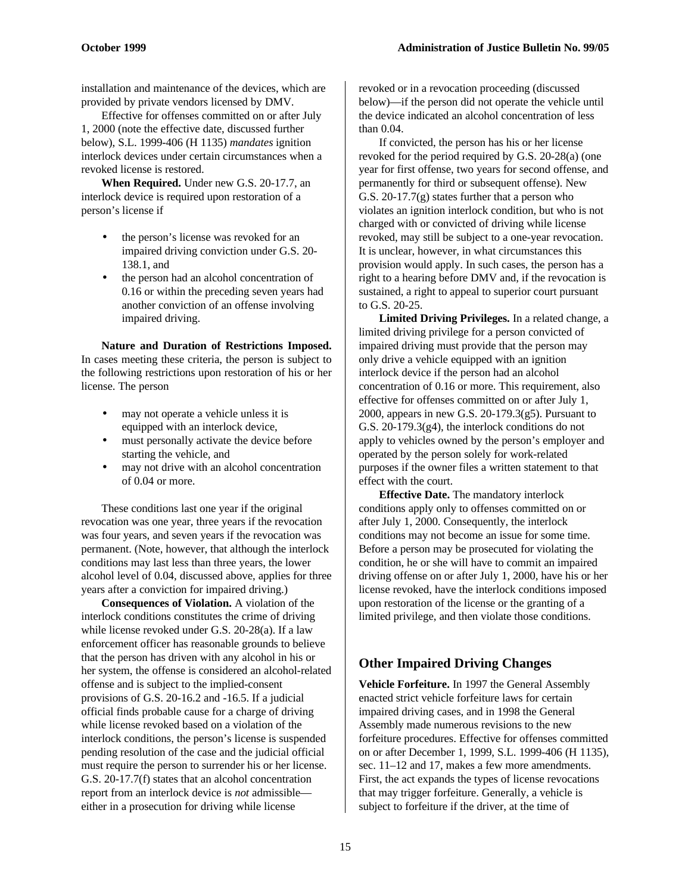installation and maintenance of the devices, which are provided by private vendors licensed by DMV.

Effective for offenses committed on or after July 1, 2000 (note the effective date, discussed further below), S.L. 1999-406 (H 1135) *mandates* ignition interlock devices under certain circumstances when a revoked license is restored.

**When Required.** Under new G.S. 20-17.7, an interlock device is required upon restoration of a person's license if

- the person's license was revoked for an impaired driving conviction under G.S. 20-138.1, and
- the person had an alcohol concentration of 0.16 or within the preceding seven years had another conviction of an offense involving impaired driving.

**Nature and Duration of Restrictions Imposed.** In cases meeting these criteria, the person is subject to the following restrictions upon restoration of his or her license. The person

- may not operate a vehicle unless it is equipped with an interlock device,
- must personally activate the device before starting the vehicle, and
- may not drive with an alcohol concentration of 0.04 or more.

These conditions last one year if the original revocation was one year, three years if the revocation was four years, and seven years if the revocation was permanent. (Note, however, that although the interlock conditions may last less than three years, the lower alcohol level of 0.04, discussed above, applies for three years after a conviction for impaired driving.)

**Consequences of Violation.** A violation of the interlock conditions constitutes the crime of driving while license revoked under G.S. 20-28(a). If a law enforcement officer has reasonable grounds to believe that the person has driven with any alcohol in his or her system, the offense is considered an alcohol-related offense and is subject to the implied-consent provisions of G.S. 20-16.2 and -16.5. If a judicial official finds probable cause for a charge of driving while license revoked based on a violation of the interlock conditions, the person's license is suspended pending resolution of the case and the judicial official must require the person to surrender his or her license. G.S. 20-17.7(f) states that an alcohol concentration report from an interlock device is *not* admissible—either in a prosecution for driving while license revoked or in a revocation proceeding (discussed below)—if the person did not operate the vehicle until the device indicated an alcohol concentration of less than 0.04.

If convicted, the person has his or her license revoked for the period required by G.S. 20-28(a) (one year for first offense, two years for second offense, and permanently for third or subsequent offense). New G.S. 20-17.7(g) states further that a person who violates an ignition interlock condition, but who is not charged with or convicted of driving while license revoked, may still be subject to a one-year revocation. It is unclear, however, in what circumstances this provision would apply. In such cases, the person has a right to a hearing before DMV and, if the revocation is sustained, a right to appeal to superior court pursuant to G.S. 20-25.

**Limited Driving Privileges.** In a related change, a limited driving privilege for a person convicted of impaired driving must provide that the person may only drive a vehicle equipped with an ignition interlock device if the person had an alcohol concentration of 0.16 or more. This requirement, also effective for offenses committed on or after July 1, 2000, appears in new G.S. 20-179.3(g5). Pursuant to G.S. 20-179.3(g4), the interlock conditions do not apply to vehicles owned by the person's employer and operated by the person solely for work-related purposes if the owner files a written statement to that effect with the court.

**Effective Date.** The mandatory interlock conditions apply only to offenses committed on or after July 1, 2000. Consequently, the interlock conditions may not become an issue for some time. Before a person may be prosecuted for violating the condition, he or she will have to commit an impaired driving offense on or after July 1, 2000, have his or her license revoked, have the interlock conditions imposed upon restoration of the license or the granting of a limited privilege, and then violate those conditions.

## Other Impaired Driving Changes

**Vehicle Forfeiture.** In 1997 the General Assembly enacted strict vehicle forfeiture laws for certain impaired driving cases, and in 1998 the General Assembly made numerous revisions to the new forfeiture procedures. Effective for offenses committed on or after December 1, 1999, S.L. 1999-406 (H 1135), sec. 11–12 and 17, makes a few more amendments. First, the act expands the types of license revocations that may trigger forfeiture. Generally, a vehicle is subject to forfeiture if the driver, at the time of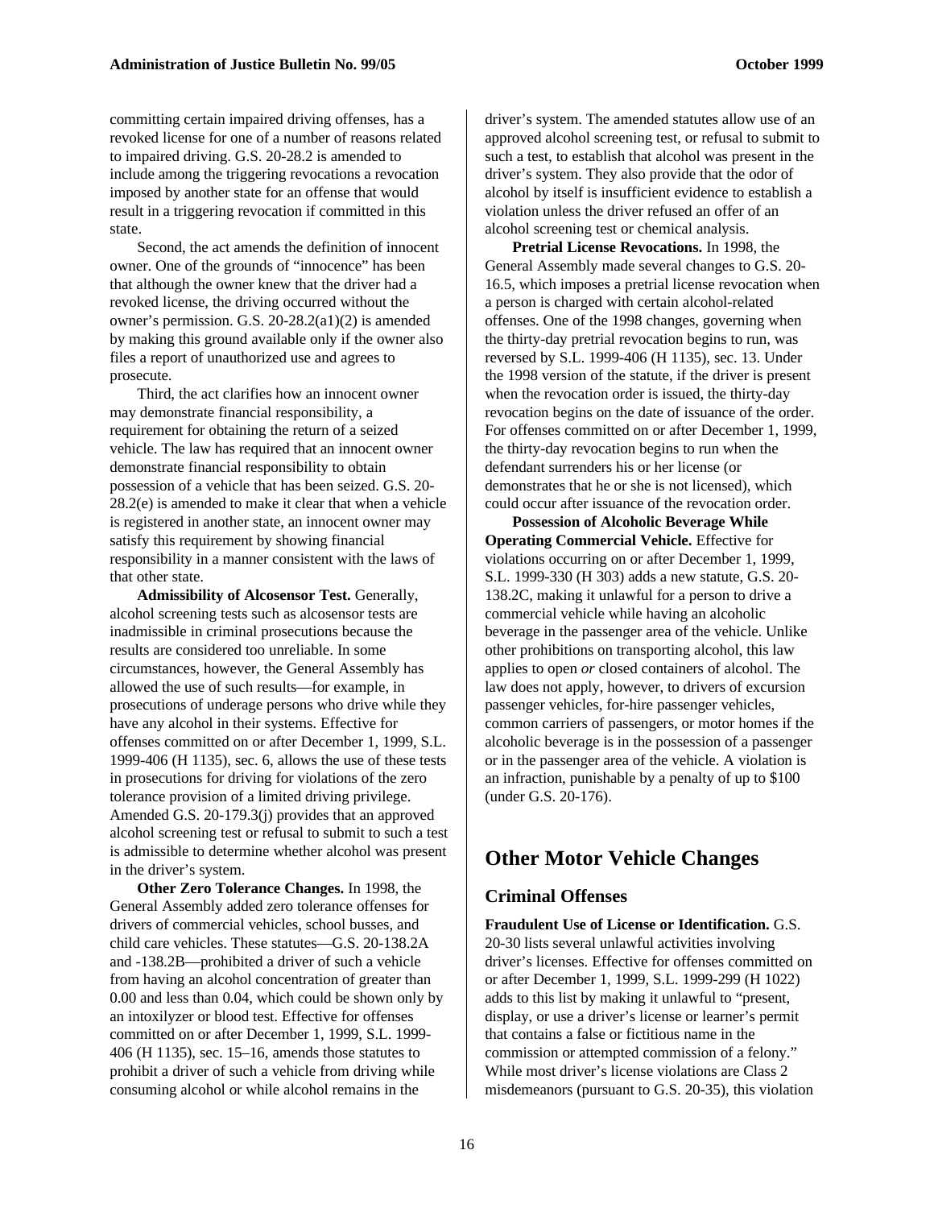committing certain impaired driving offenses, has a revoked license for one of a number of reasons related to impaired driving. G.S. 20-28.2 is amended to include among the triggering revocations a revocation imposed by another state for an offense that would result in a triggering revocation if committed in this state.

Second, the act amends the definition of innocent owner. One of the grounds of "innocence" has been that although the owner knew that the driver had a revoked license, the driving occurred without the owner's permission. G.S. 20-28.2(a1)(2) is amended by making this ground available only if the owner also files a report of unauthorized use and agrees to prosecute.

Third, the act clarifies how an innocent owner may demonstrate financial responsibility, a requirement for obtaining the return of a seized vehicle. The law has required that an innocent owner demonstrate financial responsibility to obtain possession of a vehicle that has been seized. G.S. 20-28.2(e) is amended to make it clear that when a vehicle is registered in another state, an innocent owner may satisfy this requirement by showing financial responsibility in a manner consistent with the laws of that other state.

**Admissibility of Alcosensor Test.** Generally, alcohol screening tests such as alcosensor tests are inadmissible in criminal prosecutions because the results are considered too unreliable. In some circumstances, however, the General Assembly has allowed the use of such results—for example, in prosecutions of underage persons who drive while they have any alcohol in their systems. Effective for offenses committed on or after December 1, 1999, S.L. 1999-406 (H 1135), sec. 6, allows the use of these tests in prosecutions for driving for violations of the zero tolerance provision of a limited driving privilege. Amended G.S. 20-179.3(j) provides that an approved alcohol screening test or refusal to submit to such a test is admissible to determine whether alcohol was present in the driver's system.

**Other Zero Tolerance Changes.** In 1998, the General Assembly added zero tolerance offenses for drivers of commercial vehicles, school busses, and child care vehicles. These statutes—G.S. 20-138.2A and -138.2B—prohibited a driver of such a vehicle from having an alcohol concentration of greater than 0.00 and less than 0.04, which could be shown only by an intoxilyzer or blood test. Effective for offenses committed on or after December 1, 1999, S.L. 1999-406 (H 1135), sec. 15–16, amends those statutes to prohibit a driver of such a vehicle from driving while consuming alcohol or while alcohol remains in the driver's system. The amended statutes allow use of an approved alcohol screening test, or refusal to submit to such a test, to establish that alcohol was present in the driver's system. They also provide that the odor of alcohol by itself is insufficient evidence to establish a violation unless the driver refused an offer of an alcohol screening test or chemical analysis.

**Pretrial License Revocations.** In 1998, the General Assembly made several changes to G.S. 20-16.5, which imposes a pretrial license revocation when a person is charged with certain alcohol-related offenses. One of the 1998 changes, governing when the thirty-day pretrial revocation begins to run, was reversed by S.L. 1999-406 (H 1135), sec. 13. Under the 1998 version of the statute, if the driver is present when the revocation order is issued, the thirty-day revocation begins on the date of issuance of the order. For offenses committed on or after December 1, 1999, the thirty-day revocation begins to run when the defendant surrenders his or her license (or demonstrates that he or she is not licensed), which could occur after issuance of the revocation order.

**Possession of Alcoholic Beverage While Operating Commercial Vehicle.** Effective for violations occurring on or after December 1, 1999, S.L. 1999-330 (H 303) adds a new statute, G.S. 20-138.2C, making it unlawful for a person to drive a commercial vehicle while having an alcoholic beverage in the passenger area of the vehicle. Unlike other prohibitions on transporting alcohol, this law applies to open *or* closed containers of alcohol. The law does not apply, however, to drivers of excursion passenger vehicles, for-hire passenger vehicles, common carriers of passengers, or motor homes if the alcoholic beverage is in the possession of a passenger or in the passenger area of the vehicle. A violation is an infraction, punishable by a penalty of up to $100 (under G.S. 20-176).

# Other Motor Vehicle Changes

## Criminal Offenses

**Fraudulent Use of License or Identification.** G.S. 20-30 lists several unlawful activities involving driver's licenses. Effective for offenses committed on or after December 1, 1999, S.L. 1999-299 (H 1022) adds to this list by making it unlawful to "present, display, or use a driver's license or learner's permit that contains a false or fictitious name in the commission or attempted commission of a felony." While most driver's license violations are Class 2 misdemeanors (pursuant to G.S. 20-35), this violation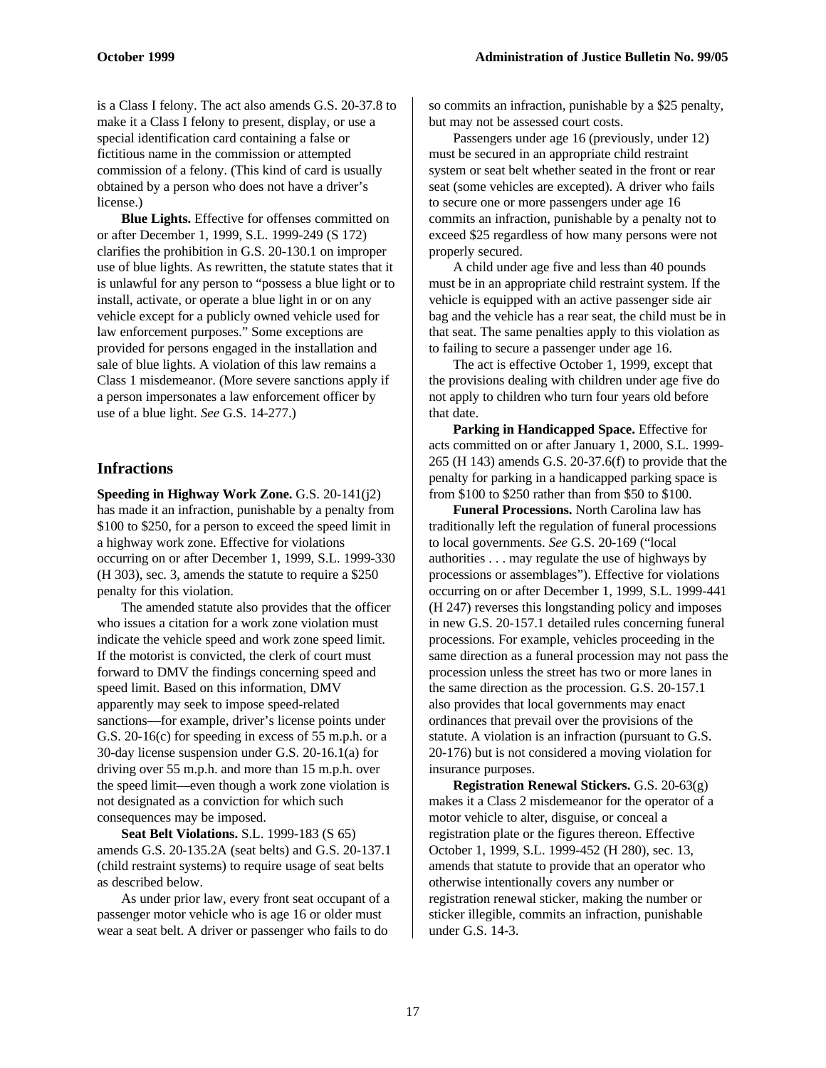is a Class I felony. The act also amends G.S. 20-37.8 to make it a Class I felony to present, display, or use a special identification card containing a false or fictitious name in the commission or attempted commission of a felony. (This kind of card is usually obtained by a person who does not have a driver's license.)

**Blue Lights.** Effective for offenses committed on or after December 1, 1999, S.L. 1999-249 (S 172) clarifies the prohibition in G.S. 20-130.1 on improper use of blue lights. As rewritten, the statute states that it is unlawful for any person to "possess a blue light or to install, activate, or operate a blue light in or on any vehicle except for a publicly owned vehicle used for law enforcement purposes." Some exceptions are provided for persons engaged in the installation and sale of blue lights. A violation of this law remains a Class 1 misdemeanor. (More severe sanctions apply if a person impersonates a law enforcement officer by use of a blue light. *See* G.S. 14-277.)

## Infractions

**Speeding in Highway Work Zone.** G.S. 20-141(j2) has made it an infraction, punishable by a penalty from $100 to $250, for a person to exceed the speed limit in a highway work zone. Effective for violations occurring on or after December 1, 1999, S.L. 1999-330 (H 303), sec. 3, amends the statute to require a $250 penalty for this violation.

The amended statute also provides that the officer who issues a citation for a work zone violation must indicate the vehicle speed and work zone speed limit. If the motorist is convicted, the clerk of court must forward to DMV the findings concerning speed and speed limit. Based on this information, DMV apparently may seek to impose speed-related sanctions—for example, driver's license points under G.S. 20-16(c) for speeding in excess of 55 m.p.h. or a 30-day license suspension under G.S. 20-16.1(a) for driving over 55 m.p.h. and more than 15 m.p.h. over the speed limit—even though a work zone violation is not designated as a conviction for which such consequences may be imposed.

**Seat Belt Violations.** S.L. 1999-183 (S 65) amends G.S. 20-135.2A (seat belts) and G.S. 20-137.1 (child restraint systems) to require usage of seat belts as described below.

As under prior law, every front seat occupant of a passenger motor vehicle who is age 16 or older must wear a seat belt. A driver or passenger who fails to do so commits an infraction, punishable by a $25 penalty, but may not be assessed court costs.

Passengers under age 16 (previously, under 12) must be secured in an appropriate child restraint system or seat belt whether seated in the front or rear seat (some vehicles are excepted). A driver who fails to secure one or more passengers under age 16 commits an infraction, punishable by a penalty not to exceed $25 regardless of how many persons were not properly secured.

A child under age five and less than 40 pounds must be in an appropriate child restraint system. If the vehicle is equipped with an active passenger side air bag and the vehicle has a rear seat, the child must be in that seat. The same penalties apply to this violation as to failing to secure a passenger under age 16.

The act is effective October 1, 1999, except that the provisions dealing with children under age five do not apply to children who turn four years old before that date.

**Parking in Handicapped Space.** Effective for acts committed on or after January 1, 2000, S.L. 1999-265 (H 143) amends G.S. 20-37.6(f) to provide that the penalty for parking in a handicapped parking space is from $100 to $250 rather than from $50 to $100.

**Funeral Processions.** North Carolina law has traditionally left the regulation of funeral processions to local governments. *See* G.S. 20-169 ("local authorities . . . may regulate the use of highways by processions or assemblages"). Effective for violations occurring on or after December 1, 1999, S.L. 1999-441 (H 247) reverses this longstanding policy and imposes in new G.S. 20-157.1 detailed rules concerning funeral processions. For example, vehicles proceeding in the same direction as a funeral procession may not pass the procession unless the street has two or more lanes in the same direction as the procession. G.S. 20-157.1 also provides that local governments may enact ordinances that prevail over the provisions of the statute. A violation is an infraction (pursuant to G.S. 20-176) but is not considered a moving violation for insurance purposes.

**Registration Renewal Stickers.** G.S. 20-63(g) makes it a Class 2 misdemeanor for the operator of a motor vehicle to alter, disguise, or conceal a registration plate or the figures thereon. Effective October 1, 1999, S.L. 1999-452 (H 280), sec. 13, amends that statute to provide that an operator who otherwise intentionally covers any number or registration renewal sticker, making the number or sticker illegible, commits an infraction, punishable under G.S. 14-3.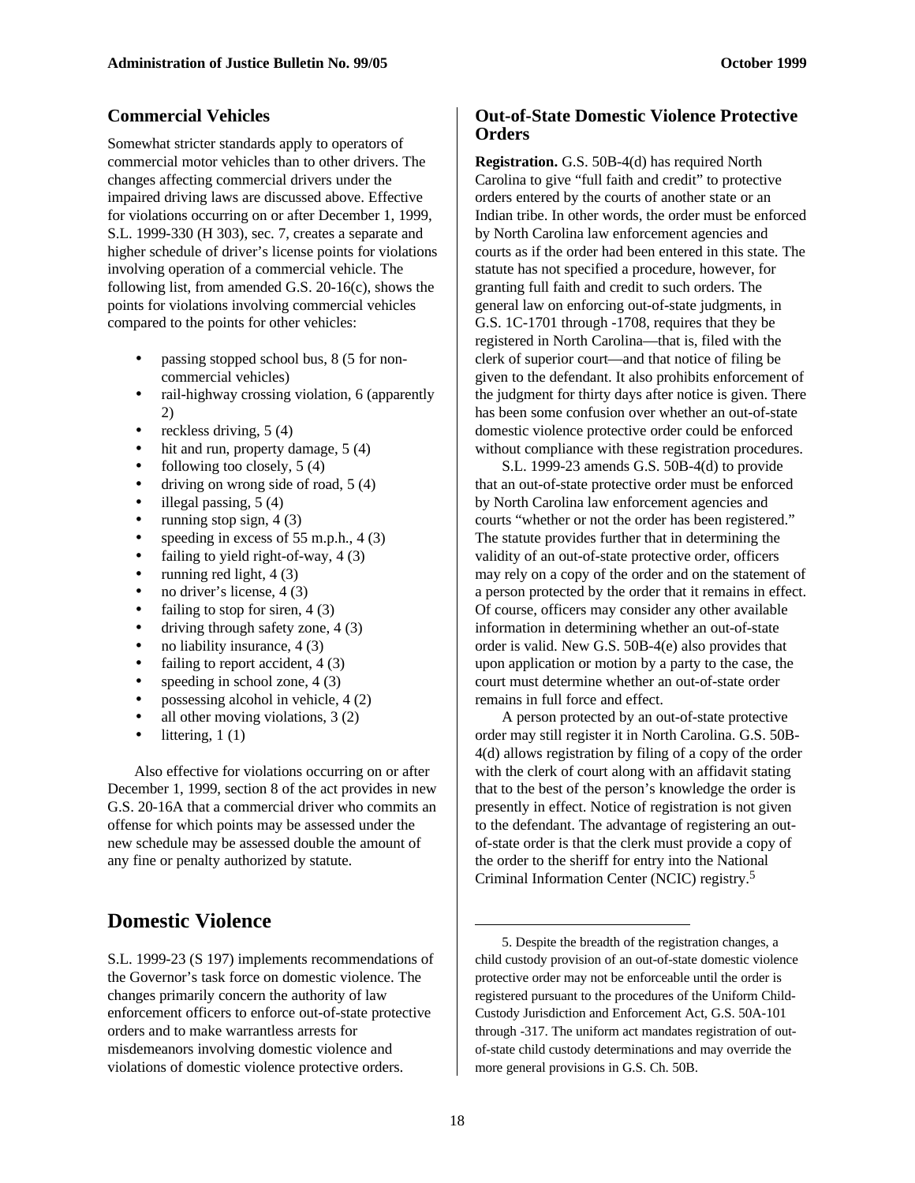## Commercial Vehicles

Somewhat stricter standards apply to operators of commercial motor vehicles than to other drivers. The changes affecting commercial drivers under the impaired driving laws are discussed above. Effective for violations occurring on or after December 1, 1999, S.L. 1999-330 (H 303), sec. 7, creates a separate and higher schedule of driver's license points for violations involving operation of a commercial vehicle. The following list, from amended G.S. 20-16(c), shows the points for violations involving commercial vehicles compared to the points for other vehicles:

- passing stopped school bus, 8 (5 for non-commercial vehicles)
- rail-highway crossing violation, 6 (apparently 2)
- reckless driving, 5 (4)
- hit and run, property damage, 5 (4)
- following too closely, 5 (4)
- driving on wrong side of road, 5 (4)
- illegal passing, 5 (4)
- running stop sign, 4 (3)
- speeding in excess of 55 m.p.h., 4 (3)
- failing to yield right-of-way, 4 (3)
- running red light, 4 (3)
- no driver's license, 4 (3)
- failing to stop for siren, 4 (3)
- driving through safety zone, 4 (3)
- no liability insurance, 4 (3)
- failing to report accident, 4 (3)
- speeding in school zone, 4 (3)
- possessing alcohol in vehicle, 4 (2)
- all other moving violations, 3 (2)
- littering, 1 (1)

Also effective for violations occurring on or after December 1, 1999, section 8 of the act provides in new G.S. 20-16A that a commercial driver who commits an offense for which points may be assessed under the new schedule may be assessed double the amount of any fine or penalty authorized by statute.

# Domestic Violence

S.L. 1999-23 (S 197) implements recommendations of the Governor's task force on domestic violence. The changes primarily concern the authority of law enforcement officers to enforce out-of-state protective orders and to make warrantless arrests for misdemeanors involving domestic violence and violations of domestic violence protective orders.

## Out-of-State Domestic Violence Protective Orders

**Registration.** G.S. 50B-4(d) has required North Carolina to give "full faith and credit" to protective orders entered by the courts of another state or an Indian tribe. In other words, the order must be enforced by North Carolina law enforcement agencies and courts as if the order had been entered in this state. The statute has not specified a procedure, however, for granting full faith and credit to such orders. The general law on enforcing out-of-state judgments, in G.S. 1C-1701 through -1708, requires that they be registered in North Carolina—that is, filed with the clerk of superior court—and that notice of filing be given to the defendant. It also prohibits enforcement of the judgment for thirty days after notice is given. There has been some confusion over whether an out-of-state domestic violence protective order could be enforced without compliance with these registration procedures.

S.L. 1999-23 amends G.S. 50B-4(d) to provide that an out-of-state protective order must be enforced by North Carolina law enforcement agencies and courts "whether or not the order has been registered." The statute provides further that in determining the validity of an out-of-state protective order, officers may rely on a copy of the order and on the statement of a person protected by the order that it remains in effect. Of course, officers may consider any other available information in determining whether an out-of-state order is valid. New G.S. 50B-4(e) also provides that upon application or motion by a party to the case, the court must determine whether an out-of-state order remains in full force and effect.

A person protected by an out-of-state protective order may still register it in North Carolina. G.S. 50B-4(d) allows registration by filing of a copy of the order with the clerk of court along with an affidavit stating that to the best of the person's knowledge the order is presently in effect. Notice of registration is not given to the defendant. The advantage of registering an out-of-state order is that the clerk must provide a copy of the order to the sheriff for entry into the National Criminal Information Center (NCIC) registry.[5]

---

5. Despite the breadth of the registration changes, a child custody provision of an out-of-state domestic violence protective order may not be enforceable until the order is registered pursuant to the procedures of the Uniform Child-Custody Jurisdiction and Enforcement Act, G.S. 50A-101 through -317. The uniform act mandates registration of out-of-state child custody determinations and may override the more general provisions in G.S. Ch. 50B.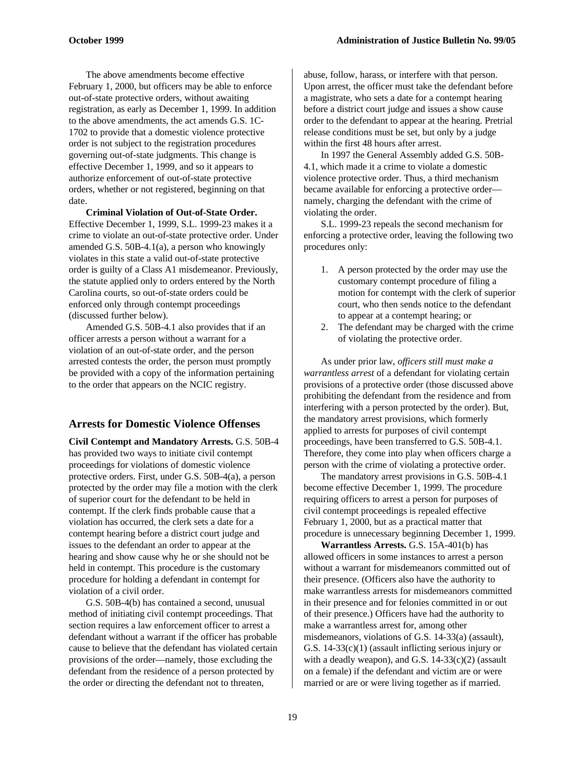The above amendments become effective February 1, 2000, but officers may be able to enforce out-of-state protective orders, without awaiting registration, as early as December 1, 1999. In addition to the above amendments, the act amends G.S. 1C-1702 to provide that a domestic violence protective order is not subject to the registration procedures governing out-of-state judgments. This change is effective December 1, 1999, and so it appears to authorize enforcement of out-of-state protective orders, whether or not registered, beginning on that date.

**Criminal Violation of Out-of-State Order.** Effective December 1, 1999, S.L. 1999-23 makes it a crime to violate an out-of-state protective order. Under amended G.S. 50B-4.1(a), a person who knowingly violates in this state a valid out-of-state protective order is guilty of a Class A1 misdemeanor. Previously, the statute applied only to orders entered by the North Carolina courts, so out-of-state orders could be enforced only through contempt proceedings (discussed further below).

Amended G.S. 50B-4.1 also provides that if an officer arrests a person without a warrant for a violation of an out-of-state order, and the person arrested contests the order, the person must promptly be provided with a copy of the information pertaining to the order that appears on the NCIC registry.

## Arrests for Domestic Violence Offenses

**Civil Contempt and Mandatory Arrests.** G.S. 50B-4 has provided two ways to initiate civil contempt proceedings for violations of domestic violence protective orders. First, under G.S. 50B-4(a), a person protected by the order may file a motion with the clerk of superior court for the defendant to be held in contempt. If the clerk finds probable cause that a violation has occurred, the clerk sets a date for a contempt hearing before a district court judge and issues to the defendant an order to appear at the hearing and show cause why he or she should not be held in contempt. This procedure is the customary procedure for holding a defendant in contempt for violation of a civil order.

G.S. 50B-4(b) has contained a second, unusual method of initiating civil contempt proceedings. That section requires a law enforcement officer to arrest a defendant without a warrant if the officer has probable cause to believe that the defendant has violated certain provisions of the order—namely, those excluding the defendant from the residence of a person protected by the order or directing the defendant not to threaten, abuse, follow, harass, or interfere with that person. Upon arrest, the officer must take the defendant before a magistrate, who sets a date for a contempt hearing before a district court judge and issues a show cause order to the defendant to appear at the hearing. Pretrial release conditions must be set, but only by a judge within the first 48 hours after arrest.

In 1997 the General Assembly added G.S. 50B-4.1, which made it a crime to violate a domestic violence protective order. Thus, a third mechanism became available for enforcing a protective order—namely, charging the defendant with the crime of violating the order.

S.L. 1999-23 repeals the second mechanism for enforcing a protective order, leaving the following two procedures only:

1. A person protected by the order may use the customary contempt procedure of filing a motion for contempt with the clerk of superior court, who then sends notice to the defendant to appear at a contempt hearing; or
2. The defendant may be charged with the crime of violating the protective order.

As under prior law, *officers still must make a warrantless arrest* of a defendant for violating certain provisions of a protective order (those discussed above prohibiting the defendant from the residence and from interfering with a person protected by the order). But, the mandatory arrest provisions, which formerly applied to arrests for purposes of civil contempt proceedings, have been transferred to G.S. 50B-4.1. Therefore, they come into play when officers charge a person with the crime of violating a protective order.

The mandatory arrest provisions in G.S. 50B-4.1 become effective December 1, 1999. The procedure requiring officers to arrest a person for purposes of civil contempt proceedings is repealed effective February 1, 2000, but as a practical matter that procedure is unnecessary beginning December 1, 1999.

**Warrantless Arrests.** G.S. 15A-401(b) has allowed officers in some instances to arrest a person without a warrant for misdemeanors committed out of their presence. (Officers also have the authority to make warrantless arrests for misdemeanors committed in their presence and for felonies committed in or out of their presence.) Officers have had the authority to make a warrantless arrest for, among other misdemeanors, violations of G.S. 14-33(a) (assault), G.S. 14-33(c)(1) (assault inflicting serious injury or with a deadly weapon), and G.S. 14-33(c)(2) (assault on a female) if the defendant and victim are or were married or are or were living together as if married.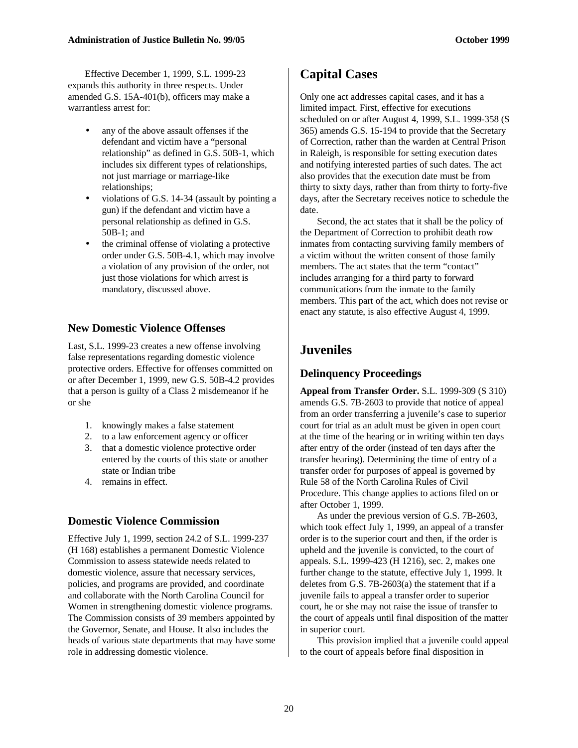Effective December 1, 1999, S.L. 1999-23 expands this authority in three respects. Under amended G.S. 15A-401(b), officers may make a warrantless arrest for:

- any of the above assault offenses if the defendant and victim have a "personal relationship" as defined in G.S. 50B-1, which includes six different types of relationships, not just marriage or marriage-like relationships;
- violations of G.S. 14-34 (assault by pointing a gun) if the defendant and victim have a personal relationship as defined in G.S. 50B-1; and
- the criminal offense of violating a protective order under G.S. 50B-4.1, which may involve a violation of any provision of the order, not just those violations for which arrest is mandatory, discussed above.

### New Domestic Violence Offenses

Last, S.L. 1999-23 creates a new offense involving false representations regarding domestic violence protective orders. Effective for offenses committed on or after December 1, 1999, new G.S. 50B-4.2 provides that a person is guilty of a Class 2 misdemeanor if he or she

1. knowingly makes a false statement
2. to a law enforcement agency or officer
3. that a domestic violence protective order entered by the courts of this state or another state or Indian tribe
4. remains in effect.

### Domestic Violence Commission

Effective July 1, 1999, section 24.2 of S.L. 1999-237 (H 168) establishes a permanent Domestic Violence Commission to assess statewide needs related to domestic violence, assure that necessary services, policies, and programs are provided, and coordinate and collaborate with the North Carolina Council for Women in strengthening domestic violence programs. The Commission consists of 39 members appointed by the Governor, Senate, and House. It also includes the heads of various state departments that may have some role in addressing domestic violence.

## Capital Cases

Only one act addresses capital cases, and it has a limited impact. First, effective for executions scheduled on or after August 4, 1999, S.L. 1999-358 (S 365) amends G.S. 15-194 to provide that the Secretary of Correction, rather than the warden at Central Prison in Raleigh, is responsible for setting execution dates and notifying interested parties of such dates. The act also provides that the execution date must be from thirty to sixty days, rather than from thirty to forty-five days, after the Secretary receives notice to schedule the date.

Second, the act states that it shall be the policy of the Department of Correction to prohibit death row inmates from contacting surviving family members of a victim without the written consent of those family members. The act states that the term "contact" includes arranging for a third party to forward communications from the inmate to the family members. This part of the act, which does not revise or enact any statute, is also effective August 4, 1999.

## Juveniles

### Delinquency Proceedings

**Appeal from Transfer Order.** S.L. 1999-309 (S 310) amends G.S. 7B-2603 to provide that notice of appeal from an order transferring a juvenile's case to superior court for trial as an adult must be given in open court at the time of the hearing or in writing within ten days after entry of the order (instead of ten days after the transfer hearing). Determining the time of entry of a transfer order for purposes of appeal is governed by Rule 58 of the North Carolina Rules of Civil Procedure. This change applies to actions filed on or after October 1, 1999.

As under the previous version of G.S. 7B-2603, which took effect July 1, 1999, an appeal of a transfer order is to the superior court and then, if the order is upheld and the juvenile is convicted, to the court of appeals. S.L. 1999-423 (H 1216), sec. 2, makes one further change to the statute, effective July 1, 1999. It deletes from G.S. 7B-2603(a) the statement that if a juvenile fails to appeal a transfer order to superior court, he or she may not raise the issue of transfer to the court of appeals until final disposition of the matter in superior court.

This provision implied that a juvenile could appeal to the court of appeals before final disposition in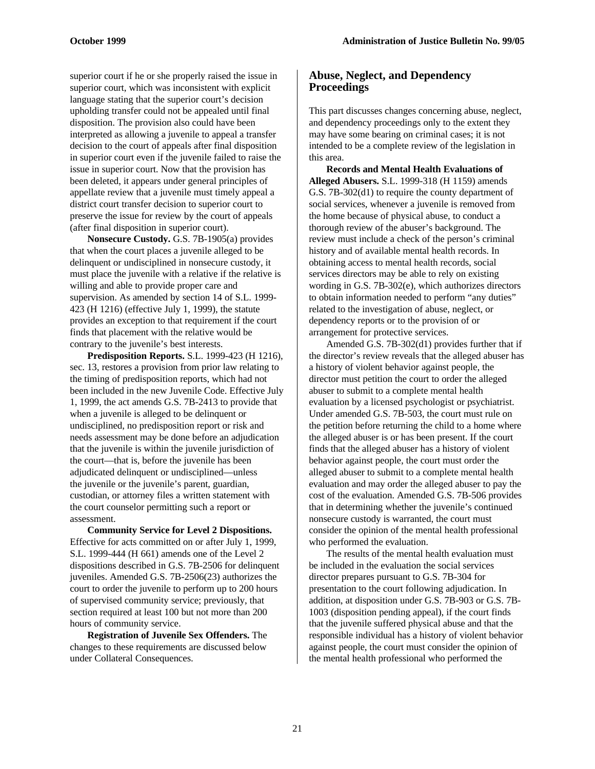superior court if he or she properly raised the issue in superior court, which was inconsistent with explicit language stating that the superior court's decision upholding transfer could not be appealed until final disposition. The provision also could have been interpreted as allowing a juvenile to appeal a transfer decision to the court of appeals after final disposition in superior court even if the juvenile failed to raise the issue in superior court. Now that the provision has been deleted, it appears under general principles of appellate review that a juvenile must timely appeal a district court transfer decision to superior court to preserve the issue for review by the court of appeals (after final disposition in superior court).

**Nonsecure Custody.** G.S. 7B-1905(a) provides that when the court places a juvenile alleged to be delinquent or undisciplined in nonsecure custody, it must place the juvenile with a relative if the relative is willing and able to provide proper care and supervision. As amended by section 14 of S.L. 1999-423 (H 1216) (effective July 1, 1999), the statute provides an exception to that requirement if the court finds that placement with the relative would be contrary to the juvenile's best interests.

**Predisposition Reports.** S.L. 1999-423 (H 1216), sec. 13, restores a provision from prior law relating to the timing of predisposition reports, which had not been included in the new Juvenile Code. Effective July 1, 1999, the act amends G.S. 7B-2413 to provide that when a juvenile is alleged to be delinquent or undisciplined, no predisposition report or risk and needs assessment may be done before an adjudication that the juvenile is within the juvenile jurisdiction of the court—that is, before the juvenile has been adjudicated delinquent or undisciplined—unless the juvenile or the juvenile's parent, guardian, custodian, or attorney files a written statement with the court counselor permitting such a report or assessment.

**Community Service for Level 2 Dispositions.** Effective for acts committed on or after July 1, 1999, S.L. 1999-444 (H 661) amends one of the Level 2 dispositions described in G.S. 7B-2506 for delinquent juveniles. Amended G.S. 7B-2506(23) authorizes the court to order the juvenile to perform up to 200 hours of supervised community service; previously, that section required at least 100 but not more than 200 hours of community service.

**Registration of Juvenile Sex Offenders.** The changes to these requirements are discussed below under Collateral Consequences.

## Abuse, Neglect, and Dependency Proceedings

This part discusses changes concerning abuse, neglect, and dependency proceedings only to the extent they may have some bearing on criminal cases; it is not intended to be a complete review of the legislation in this area.

**Records and Mental Health Evaluations of Alleged Abusers.** S.L. 1999-318 (H 1159) amends G.S. 7B-302(d1) to require the county department of social services, whenever a juvenile is removed from the home because of physical abuse, to conduct a thorough review of the abuser's background. The review must include a check of the person's criminal history and of available mental health records. In obtaining access to mental health records, social services directors may be able to rely on existing wording in G.S. 7B-302(e), which authorizes directors to obtain information needed to perform "any duties" related to the investigation of abuse, neglect, or dependency reports or to the provision of or arrangement for protective services.

Amended G.S. 7B-302(d1) provides further that if the director's review reveals that the alleged abuser has a history of violent behavior against people, the director must petition the court to order the alleged abuser to submit to a complete mental health evaluation by a licensed psychologist or psychiatrist. Under amended G.S. 7B-503, the court must rule on the petition before returning the child to a home where the alleged abuser is or has been present. If the court finds that the alleged abuser has a history of violent behavior against people, the court must order the alleged abuser to submit to a complete mental health evaluation and may order the alleged abuser to pay the cost of the evaluation. Amended G.S. 7B-506 provides that in determining whether the juvenile's continued nonsecure custody is warranted, the court must consider the opinion of the mental health professional who performed the evaluation.

The results of the mental health evaluation must be included in the evaluation the social services director prepares pursuant to G.S. 7B-304 for presentation to the court following adjudication. In addition, at disposition under G.S. 7B-903 or G.S. 7B-1003 (disposition pending appeal), if the court finds that the juvenile suffered physical abuse and that the responsible individual has a history of violent behavior against people, the court must consider the opinion of the mental health professional who performed the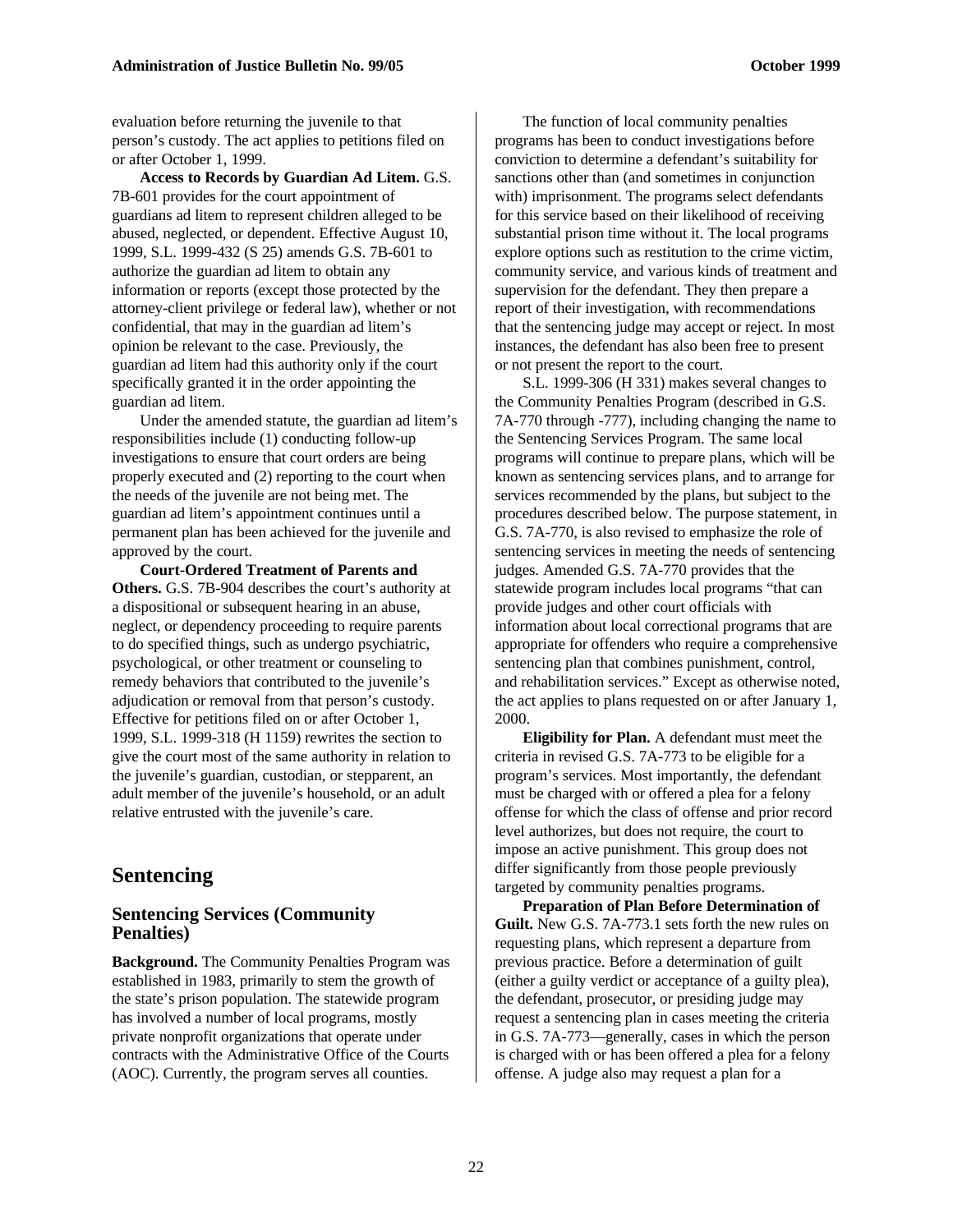evaluation before returning the juvenile to that person's custody. The act applies to petitions filed on or after October 1, 1999.

**Access to Records by Guardian Ad Litem.** G.S. 7B-601 provides for the court appointment of guardians ad litem to represent children alleged to be abused, neglected, or dependent. Effective August 10, 1999, S.L. 1999-432 (S 25) amends G.S. 7B-601 to authorize the guardian ad litem to obtain any information or reports (except those protected by the attorney-client privilege or federal law), whether or not confidential, that may in the guardian ad litem's opinion be relevant to the case. Previously, the guardian ad litem had this authority only if the court specifically granted it in the order appointing the guardian ad litem.

Under the amended statute, the guardian ad litem's responsibilities include (1) conducting follow-up investigations to ensure that court orders are being properly executed and (2) reporting to the court when the needs of the juvenile are not being met. The guardian ad litem's appointment continues until a permanent plan has been achieved for the juvenile and approved by the court.

**Court-Ordered Treatment of Parents and Others.** G.S. 7B-904 describes the court's authority at a dispositional or subsequent hearing in an abuse, neglect, or dependency proceeding to require parents to do specified things, such as undergo psychiatric, psychological, or other treatment or counseling to remedy behaviors that contributed to the juvenile's adjudication or removal from that person's custody. Effective for petitions filed on or after October 1, 1999, S.L. 1999-318 (H 1159) rewrites the section to give the court most of the same authority in relation to the juvenile's guardian, custodian, or stepparent, an adult member of the juvenile's household, or an adult relative entrusted with the juvenile's care.

# Sentencing

## Sentencing Services (Community Penalties)

**Background.** The Community Penalties Program was established in 1983, primarily to stem the growth of the state's prison population. The statewide program has involved a number of local programs, mostly private nonprofit organizations that operate under contracts with the Administrative Office of the Courts (AOC). Currently, the program serves all counties.

The function of local community penalties programs has been to conduct investigations before conviction to determine a defendant's suitability for sanctions other than (and sometimes in conjunction with) imprisonment. The programs select defendants for this service based on their likelihood of receiving substantial prison time without it. The local programs explore options such as restitution to the crime victim, community service, and various kinds of treatment and supervision for the defendant. They then prepare a report of their investigation, with recommendations that the sentencing judge may accept or reject. In most instances, the defendant has also been free to present or not present the report to the court.

S.L. 1999-306 (H 331) makes several changes to the Community Penalties Program (described in G.S. 7A-770 through -777), including changing the name to the Sentencing Services Program. The same local programs will continue to prepare plans, which will be known as sentencing services plans, and to arrange for services recommended by the plans, but subject to the procedures described below. The purpose statement, in G.S. 7A-770, is also revised to emphasize the role of sentencing services in meeting the needs of sentencing judges. Amended G.S. 7A-770 provides that the statewide program includes local programs "that can provide judges and other court officials with information about local correctional programs that are appropriate for offenders who require a comprehensive sentencing plan that combines punishment, control, and rehabilitation services." Except as otherwise noted, the act applies to plans requested on or after January 1, 2000.

**Eligibility for Plan.** A defendant must meet the criteria in revised G.S. 7A-773 to be eligible for a program's services. Most importantly, the defendant must be charged with or offered a plea for a felony offense for which the class of offense and prior record level authorizes, but does not require, the court to impose an active punishment. This group does not differ significantly from those people previously targeted by community penalties programs.

**Preparation of Plan Before Determination of Guilt.** New G.S. 7A-773.1 sets forth the new rules on requesting plans, which represent a departure from previous practice. Before a determination of guilt (either a guilty verdict or acceptance of a guilty plea), the defendant, prosecutor, or presiding judge may request a sentencing plan in cases meeting the criteria in G.S. 7A-773—generally, cases in which the person is charged with or has been offered a plea for a felony offense. A judge also may request a plan for a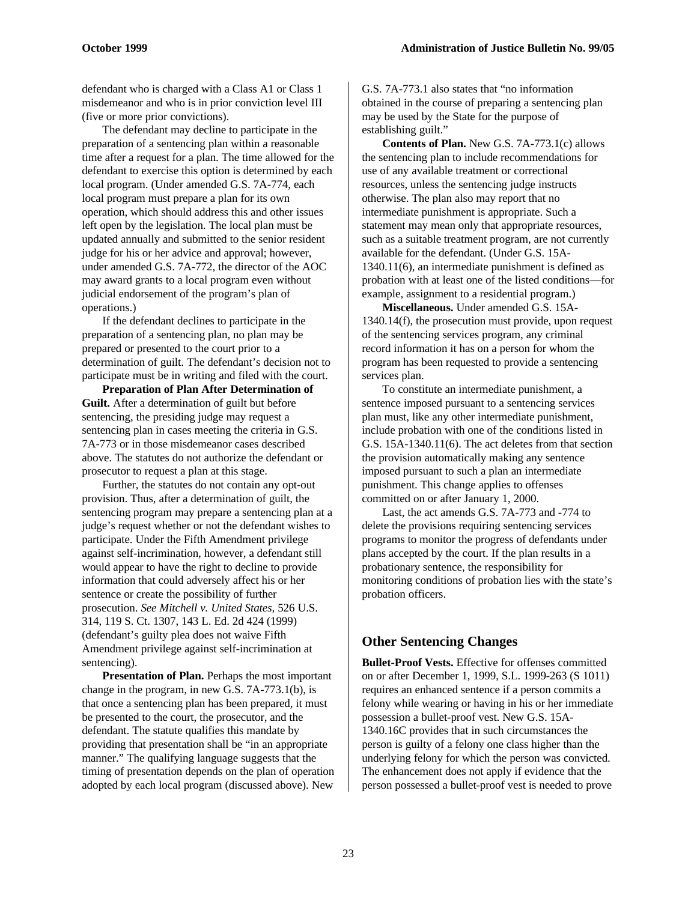defendant who is charged with a Class A1 or Class 1 misdemeanor and who is in prior conviction level III (five or more prior convictions).

The defendant may decline to participate in the preparation of a sentencing plan within a reasonable time after a request for a plan. The time allowed for the defendant to exercise this option is determined by each local program. (Under amended G.S. 7A-774, each local program must prepare a plan for its own operation, which should address this and other issues left open by the legislation. The local plan must be updated annually and submitted to the senior resident judge for his or her advice and approval; however, under amended G.S. 7A-772, the director of the AOC may award grants to a local program even without judicial endorsement of the program's plan of operations.)

If the defendant declines to participate in the preparation of a sentencing plan, no plan may be prepared or presented to the court prior to a determination of guilt. The defendant's decision not to participate must be in writing and filed with the court.

**Preparation of Plan After Determination of Guilt.** After a determination of guilt but before sentencing, the presiding judge may request a sentencing plan in cases meeting the criteria in G.S. 7A-773 or in those misdemeanor cases described above. The statutes do not authorize the defendant or prosecutor to request a plan at this stage.

Further, the statutes do not contain any opt-out provision. Thus, after a determination of guilt, the sentencing program may prepare a sentencing plan at a judge's request whether or not the defendant wishes to participate. Under the Fifth Amendment privilege against self-incrimination, however, a defendant still would appear to have the right to decline to provide information that could adversely affect his or her sentence or create the possibility of further prosecution. *See Mitchell v. United States,* 526 U.S. 314, 119 S. Ct. 1307, 143 L. Ed. 2d 424 (1999) (defendant's guilty plea does not waive Fifth Amendment privilege against self-incrimination at sentencing).

**Presentation of Plan.** Perhaps the most important change in the program, in new G.S. 7A-773.1(b), is that once a sentencing plan has been prepared, it must be presented to the court, the prosecutor, and the defendant. The statute qualifies this mandate by providing that presentation shall be "in an appropriate manner." The qualifying language suggests that the timing of presentation depends on the plan of operation adopted by each local program (discussed above). New G.S. 7A-773.1 also states that "no information obtained in the course of preparing a sentencing plan may be used by the State for the purpose of establishing guilt."

**Contents of Plan.** New G.S. 7A-773.1(c) allows the sentencing plan to include recommendations for use of any available treatment or correctional resources, unless the sentencing judge instructs otherwise. The plan also may report that no intermediate punishment is appropriate. Such a statement may mean only that appropriate resources, such as a suitable treatment program, are not currently available for the defendant. (Under G.S. 15A-1340.11(6), an intermediate punishment is defined as probation with at least one of the listed conditions—for example, assignment to a residential program.)

**Miscellaneous.** Under amended G.S. 15A-1340.14(f), the prosecution must provide, upon request of the sentencing services program, any criminal record information it has on a person for whom the program has been requested to provide a sentencing services plan.

To constitute an intermediate punishment, a sentence imposed pursuant to a sentencing services plan must, like any other intermediate punishment, include probation with one of the conditions listed in G.S. 15A-1340.11(6). The act deletes from that section the provision automatically making any sentence imposed pursuant to such a plan an intermediate punishment. This change applies to offenses committed on or after January 1, 2000.

Last, the act amends G.S. 7A-773 and -774 to delete the provisions requiring sentencing services programs to monitor the progress of defendants under plans accepted by the court. If the plan results in a probationary sentence, the responsibility for monitoring conditions of probation lies with the state's probation officers.

## Other Sentencing Changes

**Bullet-Proof Vests.** Effective for offenses committed on or after December 1, 1999, S.L. 1999-263 (S 1011) requires an enhanced sentence if a person commits a felony while wearing or having in his or her immediate possession a bullet-proof vest. New G.S. 15A-1340.16C provides that in such circumstances the person is guilty of a felony one class higher than the underlying felony for which the person was convicted. The enhancement does not apply if evidence that the person possessed a bullet-proof vest is needed to prove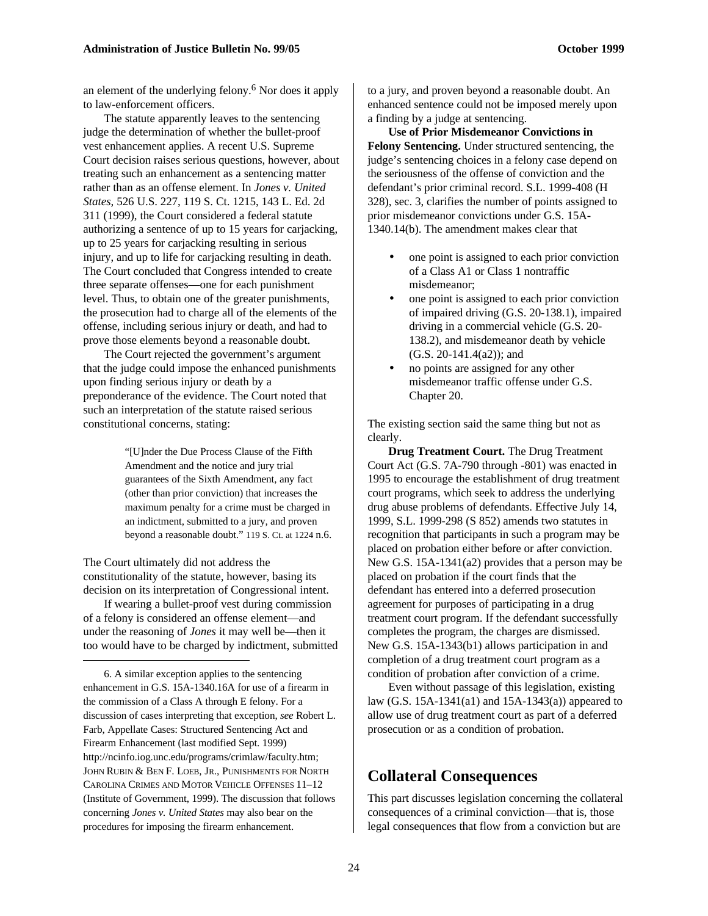an element of the underlying felony.[6] Nor does it apply to law-enforcement officers.

The statute apparently leaves to the sentencing judge the determination of whether the bullet-proof vest enhancement applies. A recent U.S. Supreme Court decision raises serious questions, however, about treating such an enhancement as a sentencing matter rather than as an offense element. In *Jones v. United States*, 526 U.S. 227, 119 S. Ct. 1215, 143 L. Ed. 2d 311 (1999), the Court considered a federal statute authorizing a sentence of up to 15 years for carjacking, up to 25 years for carjacking resulting in serious injury, and up to life for carjacking resulting in death. The Court concluded that Congress intended to create three separate offenses—one for each punishment level. Thus, to obtain one of the greater punishments, the prosecution had to charge all of the elements of the offense, including serious injury or death, and had to prove those elements beyond a reasonable doubt.

The Court rejected the government's argument that the judge could impose the enhanced punishments upon finding serious injury or death by a preponderance of the evidence. The Court noted that such an interpretation of the statute raised serious constitutional concerns, stating:

> "[U]nder the Due Process Clause of the Fifth Amendment and the notice and jury trial guarantees of the Sixth Amendment, any fact (other than prior conviction) that increases the maximum penalty for a crime must be charged in an indictment, submitted to a jury, and proven beyond a reasonable doubt." 119 S. Ct. at 1224 n.6.

The Court ultimately did not address the constitutionality of the statute, however, basing its decision on its interpretation of Congressional intent.

If wearing a bullet-proof vest during commission of a felony is considered an offense element—and under the reasoning of *Jones* it may well be—then it too would have to be charged by indictment, submitted to a jury, and proven beyond a reasonable doubt. An enhanced sentence could not be imposed merely upon a finding by a judge at sentencing.

**Use of Prior Misdemeanor Convictions in Felony Sentencing.** Under structured sentencing, the judge's sentencing choices in a felony case depend on the seriousness of the offense of conviction and the defendant's prior criminal record. S.L. 1999-408 (H 328), sec. 3, clarifies the number of points assigned to prior misdemeanor convictions under G.S. 15A-1340.14(b). The amendment makes clear that

- one point is assigned to each prior conviction of a Class A1 or Class 1 nontraffic misdemeanor;
- one point is assigned to each prior conviction of impaired driving (G.S. 20-138.1), impaired driving in a commercial vehicle (G.S. 20-138.2), and misdemeanor death by vehicle (G.S. 20-141.4(a2)); and
- no points are assigned for any other misdemeanor traffic offense under G.S. Chapter 20.

The existing section said the same thing but not as clearly.

**Drug Treatment Court.** The Drug Treatment Court Act (G.S. 7A-790 through -801) was enacted in 1995 to encourage the establishment of drug treatment court programs, which seek to address the underlying drug abuse problems of defendants. Effective July 14, 1999, S.L. 1999-298 (S 852) amends two statutes in recognition that participants in such a program may be placed on probation either before or after conviction. New G.S. 15A-1341(a2) provides that a person may be placed on probation if the court finds that the defendant has entered into a deferred prosecution agreement for purposes of participating in a drug treatment court program. If the defendant successfully completes the program, the charges are dismissed. New G.S. 15A-1343(b1) allows participation in and completion of a drug treatment court program as a condition of probation after conviction of a crime.

Even without passage of this legislation, existing law (G.S. 15A-1341(a1) and 15A-1343(a)) appeared to allow use of drug treatment court as part of a deferred prosecution or as a condition of probation.

## Collateral Consequences

This part discusses legislation concerning the collateral consequences of a criminal conviction—that is, those legal consequences that flow from a conviction but are

---

6. A similar exception applies to the sentencing enhancement in G.S. 15A-1340.16A for use of a firearm in the commission of a Class A through E felony. For a discussion of cases interpreting that exception, *see* Robert L. Farb, Appellate Cases: Structured Sentencing Act and Firearm Enhancement (last modified Sept. 1999) http://ncinfo.iog.unc.edu/programs/crimlaw/faculty.htm; JOHN RUBIN & BEN F. LOEB, JR., PUNISHMENTS FOR NORTH CAROLINA CRIMES AND MOTOR VEHICLE OFFENSES 11–12 (Institute of Government, 1999). The discussion that follows concerning *Jones v. United States* may also bear on the procedures for imposing the firearm enhancement.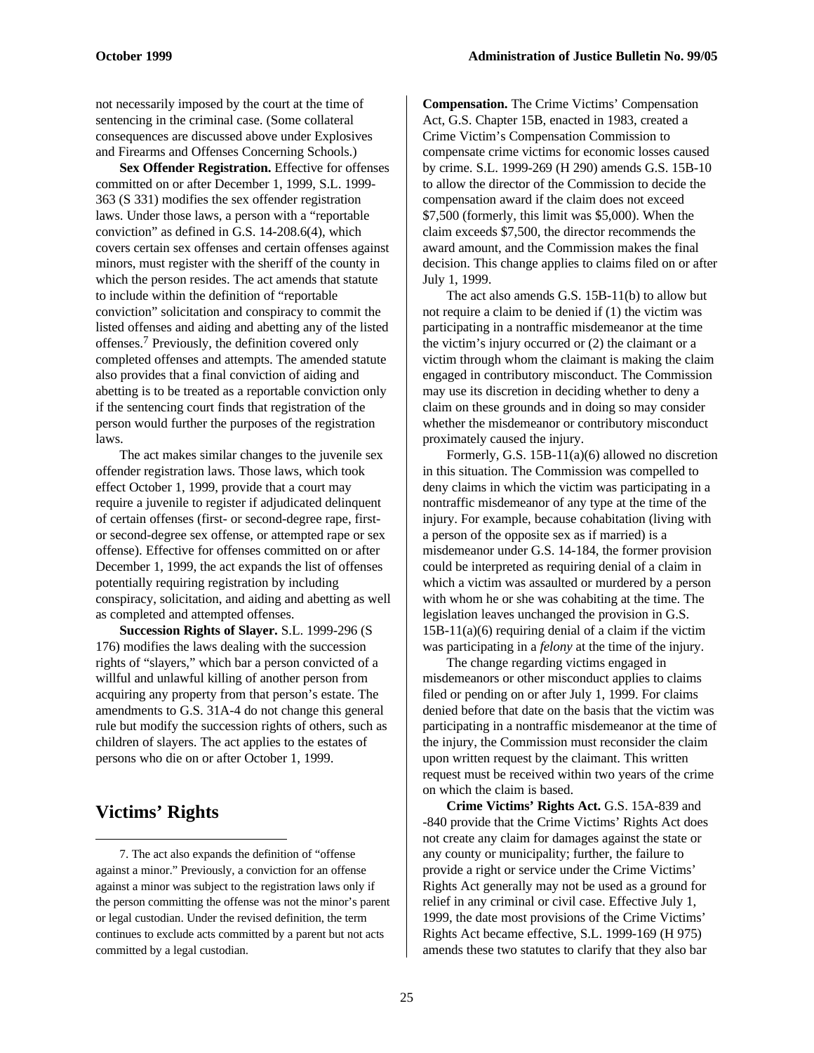not necessarily imposed by the court at the time of sentencing in the criminal case. (Some collateral consequences are discussed above under Explosives and Firearms and Offenses Concerning Schools.)

**Sex Offender Registration.** Effective for offenses committed on or after December 1, 1999, S.L. 1999-363 (S 331) modifies the sex offender registration laws. Under those laws, a person with a "reportable conviction" as defined in G.S. 14-208.6(4), which covers certain sex offenses and certain offenses against minors, must register with the sheriff of the county in which the person resides. The act amends that statute to include within the definition of "reportable conviction" solicitation and conspiracy to commit the listed offenses and aiding and abetting any of the listed offenses.[7] Previously, the definition covered only completed offenses and attempts. The amended statute also provides that a final conviction of aiding and abetting is to be treated as a reportable conviction only if the sentencing court finds that registration of the person would further the purposes of the registration laws.

The act makes similar changes to the juvenile sex offender registration laws. Those laws, which took effect October 1, 1999, provide that a court may require a juvenile to register if adjudicated delinquent of certain offenses (first- or second-degree rape, first- or second-degree sex offense, or attempted rape or sex offense). Effective for offenses committed on or after December 1, 1999, the act expands the list of offenses potentially requiring registration by including conspiracy, solicitation, and aiding and abetting as well as completed and attempted offenses.

**Succession Rights of Slayer.** S.L. 1999-296 (S 176) modifies the laws dealing with the succession rights of "slayers," which bar a person convicted of a willful and unlawful killing of another person from acquiring any property from that person's estate. The amendments to G.S. 31A-4 do not change this general rule but modify the succession rights of others, such as children of slayers. The act applies to the estates of persons who die on or after October 1, 1999.

## Victims' Rights

**Compensation.** The Crime Victims' Compensation Act, G.S. Chapter 15B, enacted in 1983, created a Crime Victim's Compensation Commission to compensate crime victims for economic losses caused by crime. S.L. 1999-269 (H 290) amends G.S. 15B-10 to allow the director of the Commission to decide the compensation award if the claim does not exceed $7,500 (formerly, this limit was $5,000). When the claim exceeds $7,500, the director recommends the award amount, and the Commission makes the final decision. This change applies to claims filed on or after July 1, 1999.

The act also amends G.S. 15B-11(b) to allow but not require a claim to be denied if (1) the victim was participating in a nontraffic misdemeanor at the time the victim's injury occurred or (2) the claimant or a victim through whom the claimant is making the claim engaged in contributory misconduct. The Commission may use its discretion in deciding whether to deny a claim on these grounds and in doing so may consider whether the misdemeanor or contributory misconduct proximately caused the injury.

Formerly, G.S. 15B-11(a)(6) allowed no discretion in this situation. The Commission was compelled to deny claims in which the victim was participating in a nontraffic misdemeanor of any type at the time of the injury. For example, because cohabitation (living with a person of the opposite sex as if married) is a misdemeanor under G.S. 14-184, the former provision could be interpreted as requiring denial of a claim in which a victim was assaulted or murdered by a person with whom he or she was cohabiting at the time. The legislation leaves unchanged the provision in G.S. 15B-11(a)(6) requiring denial of a claim if the victim was participating in a *felony* at the time of the injury.

The change regarding victims engaged in misdemeanors or other misconduct applies to claims filed or pending on or after July 1, 1999. For claims denied before that date on the basis that the victim was participating in a nontraffic misdemeanor at the time of the injury, the Commission must reconsider the claim upon written request by the claimant. This written request must be received within two years of the crime on which the claim is based.

**Crime Victims' Rights Act.** G.S. 15A-839 and -840 provide that the Crime Victims' Rights Act does not create any claim for damages against the state or any county or municipality; further, the failure to provide a right or service under the Crime Victims' Rights Act generally may not be used as a ground for relief in any criminal or civil case. Effective July 1, 1999, the date most provisions of the Crime Victims' Rights Act became effective, S.L. 1999-169 (H 975) amends these two statutes to clarify that they also bar

---

7. The act also expands the definition of "offense against a minor." Previously, a conviction for an offense against a minor was subject to the registration laws only if the person committing the offense was not the minor's parent or legal custodian. Under the revised definition, the term continues to exclude acts committed by a parent but not acts committed by a legal custodian.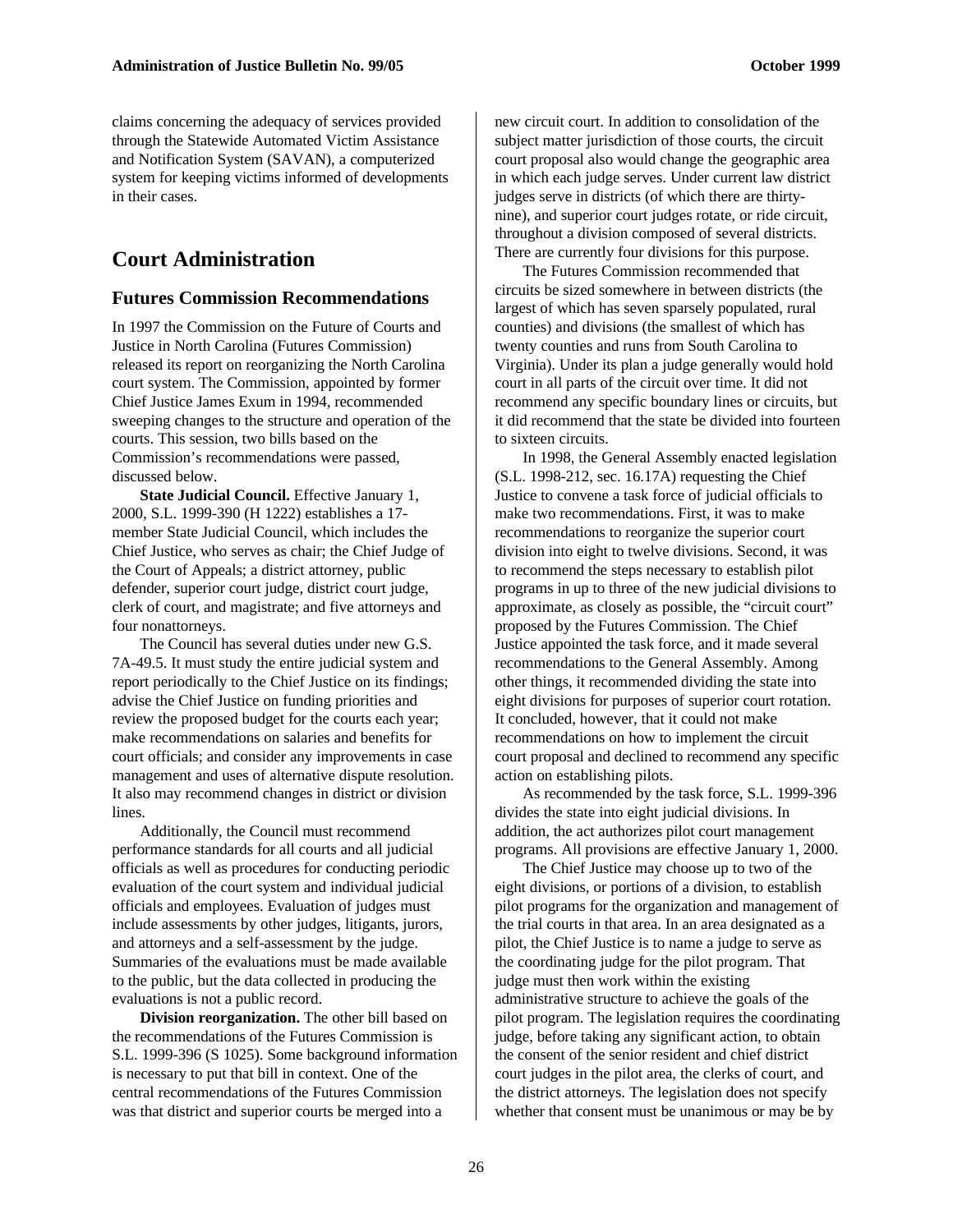claims concerning the adequacy of services provided through the Statewide Automated Victim Assistance and Notification System (SAVAN), a computerized system for keeping victims informed of developments in their cases.

## Court Administration

### Futures Commission Recommendations

In 1997 the Commission on the Future of Courts and Justice in North Carolina (Futures Commission) released its report on reorganizing the North Carolina court system. The Commission, appointed by former Chief Justice James Exum in 1994, recommended sweeping changes to the structure and operation of the courts. This session, two bills based on the Commission's recommendations were passed, discussed below.

**State Judicial Council.** Effective January 1, 2000, S.L. 1999-390 (H 1222) establishes a 17-member State Judicial Council, which includes the Chief Justice, who serves as chair; the Chief Judge of the Court of Appeals; a district attorney, public defender, superior court judge, district court judge, clerk of court, and magistrate; and five attorneys and four nonattorneys.

The Council has several duties under new G.S. 7A-49.5. It must study the entire judicial system and report periodically to the Chief Justice on its findings; advise the Chief Justice on funding priorities and review the proposed budget for the courts each year; make recommendations on salaries and benefits for court officials; and consider any improvements in case management and uses of alternative dispute resolution. It also may recommend changes in district or division lines.

Additionally, the Council must recommend performance standards for all courts and all judicial officials as well as procedures for conducting periodic evaluation of the court system and individual judicial officials and employees. Evaluation of judges must include assessments by other judges, litigants, jurors, and attorneys and a self-assessment by the judge. Summaries of the evaluations must be made available to the public, but the data collected in producing the evaluations is not a public record.

**Division reorganization.** The other bill based on the recommendations of the Futures Commission is S.L. 1999-396 (S 1025). Some background information is necessary to put that bill in context. One of the central recommendations of the Futures Commission was that district and superior courts be merged into a new circuit court. In addition to consolidation of the subject matter jurisdiction of those courts, the circuit court proposal also would change the geographic area in which each judge serves. Under current law district judges serve in districts (of which there are thirty-nine), and superior court judges rotate, or ride circuit, throughout a division composed of several districts. There are currently four divisions for this purpose.

The Futures Commission recommended that circuits be sized somewhere in between districts (the largest of which has seven sparsely populated, rural counties) and divisions (the smallest of which has twenty counties and runs from South Carolina to Virginia). Under its plan a judge generally would hold court in all parts of the circuit over time. It did not recommend any specific boundary lines or circuits, but it did recommend that the state be divided into fourteen to sixteen circuits.

In 1998, the General Assembly enacted legislation (S.L. 1998-212, sec. 16.17A) requesting the Chief Justice to convene a task force of judicial officials to make two recommendations. First, it was to make recommendations to reorganize the superior court division into eight to twelve divisions. Second, it was to recommend the steps necessary to establish pilot programs in up to three of the new judicial divisions to approximate, as closely as possible, the "circuit court" proposed by the Futures Commission. The Chief Justice appointed the task force, and it made several recommendations to the General Assembly. Among other things, it recommended dividing the state into eight divisions for purposes of superior court rotation. It concluded, however, that it could not make recommendations on how to implement the circuit court proposal and declined to recommend any specific action on establishing pilots.

As recommended by the task force, S.L. 1999-396 divides the state into eight judicial divisions. In addition, the act authorizes pilot court management programs. All provisions are effective January 1, 2000.

The Chief Justice may choose up to two of the eight divisions, or portions of a division, to establish pilot programs for the organization and management of the trial courts in that area. In an area designated as a pilot, the Chief Justice is to name a judge to serve as the coordinating judge for the pilot program. That judge must then work within the existing administrative structure to achieve the goals of the pilot program. The legislation requires the coordinating judge, before taking any significant action, to obtain the consent of the senior resident and chief district court judges in the pilot area, the clerks of court, and the district attorneys. The legislation does not specify whether that consent must be unanimous or may be by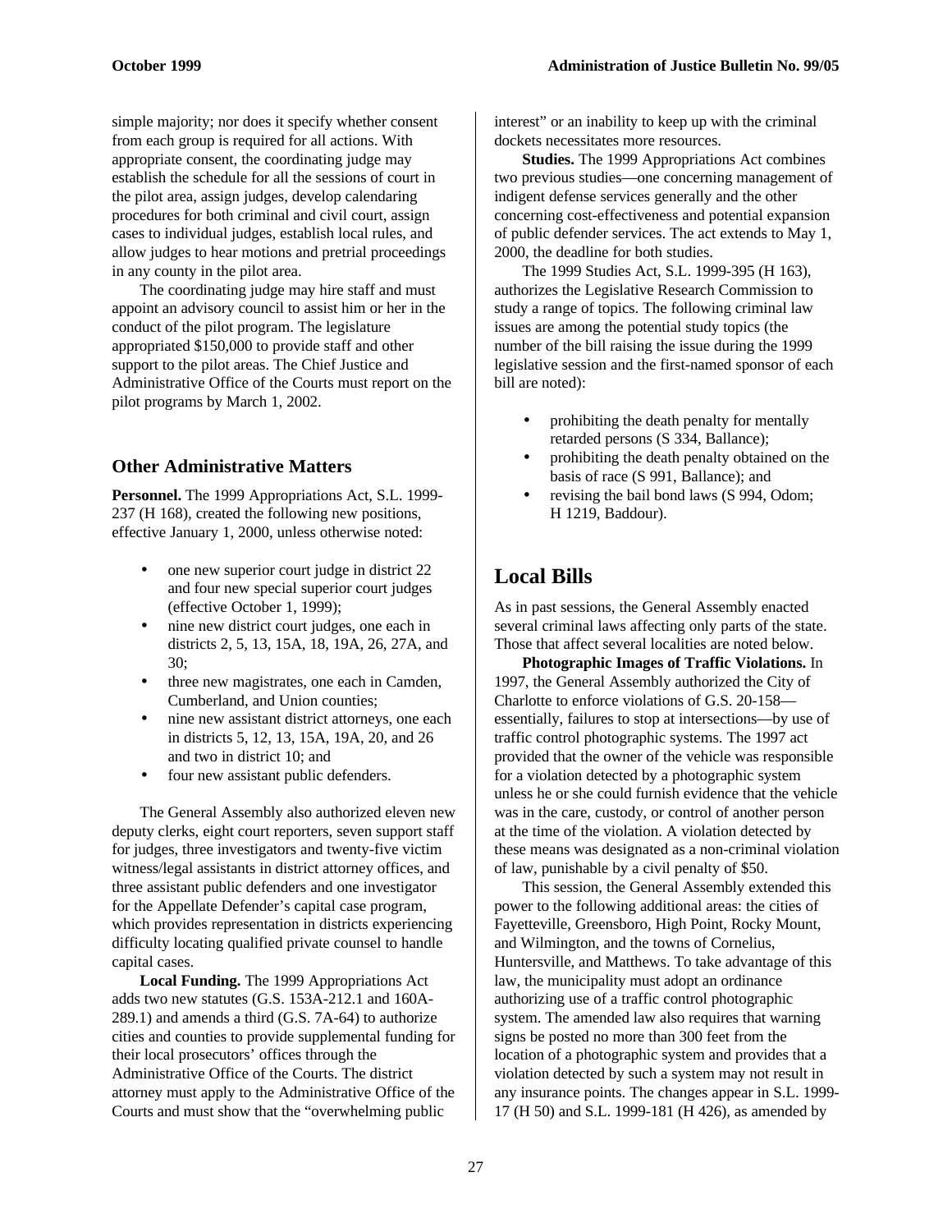simple majority; nor does it specify whether consent from each group is required for all actions. With appropriate consent, the coordinating judge may establish the schedule for all the sessions of court in the pilot area, assign judges, develop calendaring procedures for both criminal and civil court, assign cases to individual judges, establish local rules, and allow judges to hear motions and pretrial proceedings in any county in the pilot area.

The coordinating judge may hire staff and must appoint an advisory council to assist him or her in the conduct of the pilot program. The legislature appropriated $150,000 to provide staff and other support to the pilot areas. The Chief Justice and Administrative Office of the Courts must report on the pilot programs by March 1, 2002.

### Other Administrative Matters

**Personnel.** The 1999 Appropriations Act, S.L. 1999-237 (H 168), created the following new positions, effective January 1, 2000, unless otherwise noted:

- one new superior court judge in district 22 and four new special superior court judges (effective October 1, 1999);
- nine new district court judges, one each in districts 2, 5, 13, 15A, 18, 19A, 26, 27A, and 30;
- three new magistrates, one each in Camden, Cumberland, and Union counties;
- nine new assistant district attorneys, one each in districts 5, 12, 13, 15A, 19A, 20, and 26 and two in district 10; and
- four new assistant public defenders.

The General Assembly also authorized eleven new deputy clerks, eight court reporters, seven support staff for judges, three investigators and twenty-five victim witness/legal assistants in district attorney offices, and three assistant public defenders and one investigator for the Appellate Defender's capital case program, which provides representation in districts experiencing difficulty locating qualified private counsel to handle capital cases.

**Local Funding.** The 1999 Appropriations Act adds two new statutes (G.S. 153A-212.1 and 160A-289.1) and amends a third (G.S. 7A-64) to authorize cities and counties to provide supplemental funding for their local prosecutors' offices through the Administrative Office of the Courts. The district attorney must apply to the Administrative Office of the Courts and must show that the "overwhelming public interest" or an inability to keep up with the criminal dockets necessitates more resources.

**Studies.** The 1999 Appropriations Act combines two previous studies—one concerning management of indigent defense services generally and the other concerning cost-effectiveness and potential expansion of public defender services. The act extends to May 1, 2000, the deadline for both studies.

The 1999 Studies Act, S.L. 1999-395 (H 163), authorizes the Legislative Research Commission to study a range of topics. The following criminal law issues are among the potential study topics (the number of the bill raising the issue during the 1999 legislative session and the first-named sponsor of each bill are noted):

- prohibiting the death penalty for mentally retarded persons (S 334, Ballance);
- prohibiting the death penalty obtained on the basis of race (S 991, Ballance); and
- revising the bail bond laws (S 994, Odom; H 1219, Baddour).

## Local Bills

As in past sessions, the General Assembly enacted several criminal laws affecting only parts of the state. Those that affect several localities are noted below.

**Photographic Images of Traffic Violations.** In 1997, the General Assembly authorized the City of Charlotte to enforce violations of G.S. 20-158—essentially, failures to stop at intersections—by use of traffic control photographic systems. The 1997 act provided that the owner of the vehicle was responsible for a violation detected by a photographic system unless he or she could furnish evidence that the vehicle was in the care, custody, or control of another person at the time of the violation. A violation detected by these means was designated as a non-criminal violation of law, punishable by a civil penalty of $50.

This session, the General Assembly extended this power to the following additional areas: the cities of Fayetteville, Greensboro, High Point, Rocky Mount, and Wilmington, and the towns of Cornelius, Huntersville, and Matthews. To take advantage of this law, the municipality must adopt an ordinance authorizing use of a traffic control photographic system. The amended law also requires that warning signs be posted no more than 300 feet from the location of a photographic system and provides that a violation detected by such a system may not result in any insurance points. The changes appear in S.L. 1999-17 (H 50) and S.L. 1999-181 (H 426), as amended by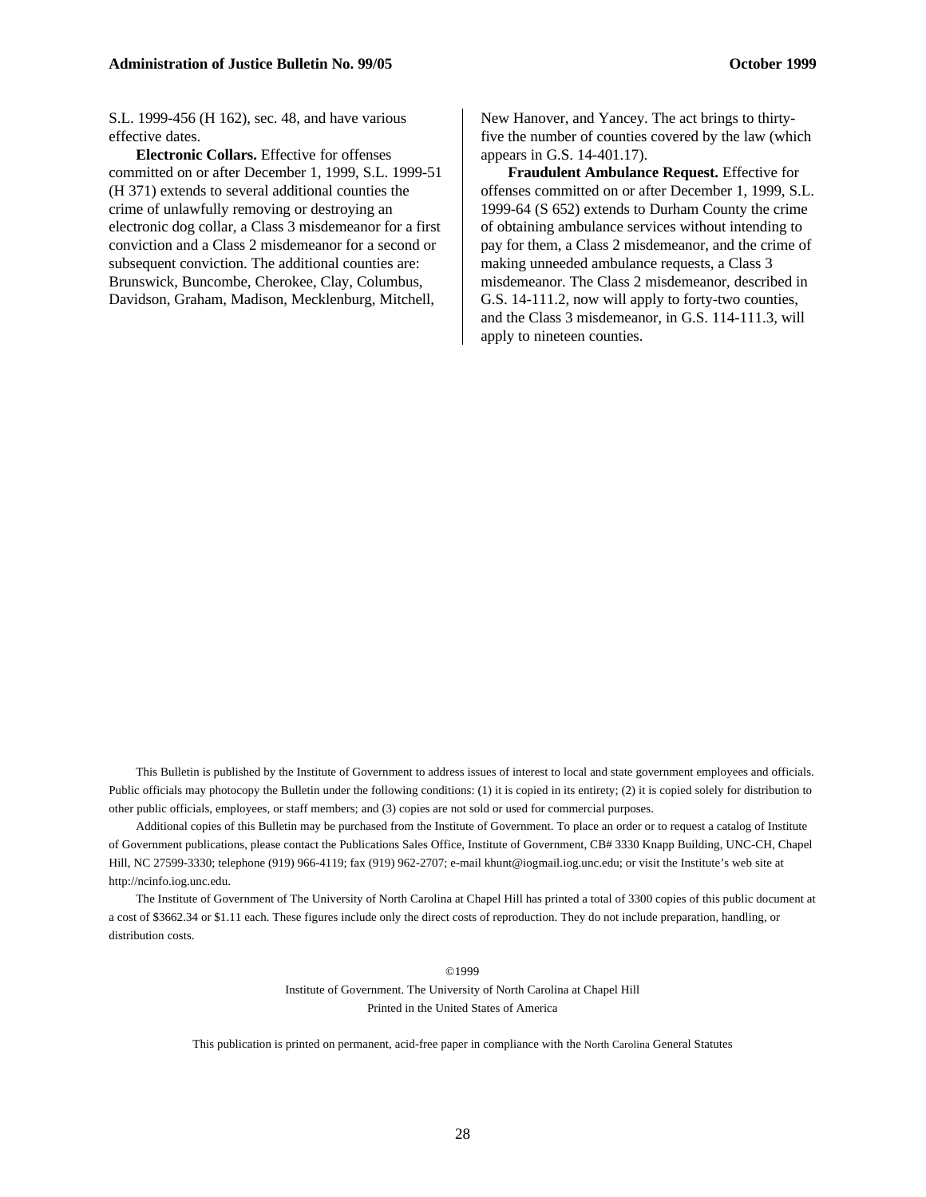S.L. 1999-456 (H 162), sec. 48, and have various effective dates.

**Electronic Collars.** Effective for offenses committed on or after December 1, 1999, S.L. 1999-51 (H 371) extends to several additional counties the crime of unlawfully removing or destroying an electronic dog collar, a Class 3 misdemeanor for a first conviction and a Class 2 misdemeanor for a second or subsequent conviction. The additional counties are: Brunswick, Buncombe, Cherokee, Clay, Columbus, Davidson, Graham, Madison, Mecklenburg, Mitchell, New Hanover, and Yancey. The act brings to thirty-five the number of counties covered by the law (which appears in G.S. 14-401.17).

**Fraudulent Ambulance Request.** Effective for offenses committed on or after December 1, 1999, S.L. 1999-64 (S 652) extends to Durham County the crime of obtaining ambulance services without intending to pay for them, a Class 2 misdemeanor, and the crime of making unneeded ambulance requests, a Class 3 misdemeanor. The Class 2 misdemeanor, described in G.S. 14-111.2, now will apply to forty-two counties, and the Class 3 misdemeanor, in G.S. 114-111.3, will apply to nineteen counties.

This Bulletin is published by the Institute of Government to address issues of interest to local and state government employees and officials. Public officials may photocopy the Bulletin under the following conditions: (1) it is copied in its entirety; (2) it is copied solely for distribution to other public officials, employees, or staff members; and (3) copies are not sold or used for commercial purposes.

Additional copies of this Bulletin may be purchased from the Institute of Government. To place an order or to request a catalog of Institute of Government publications, please contact the Publications Sales Office, Institute of Government, CB# 3330 Knapp Building, UNC-CH, Chapel Hill, NC 27599-3330; telephone (919) 966-4119; fax (919) 962-2707; e-mail khunt@iogmail.iog.unc.edu; or visit the Institute's web site at http://ncinfo.iog.unc.edu.

The Institute of Government of The University of North Carolina at Chapel Hill has printed a total of 3300 copies of this public document at a cost of $3662.34 or $1.11 each. These figures include only the direct costs of reproduction. They do not include preparation, handling, or distribution costs.

©1999

Institute of Government. The University of North Carolina at Chapel Hill

Printed in the United States of America

This publication is printed on permanent, acid-free paper in compliance with the North Carolina General Statutes